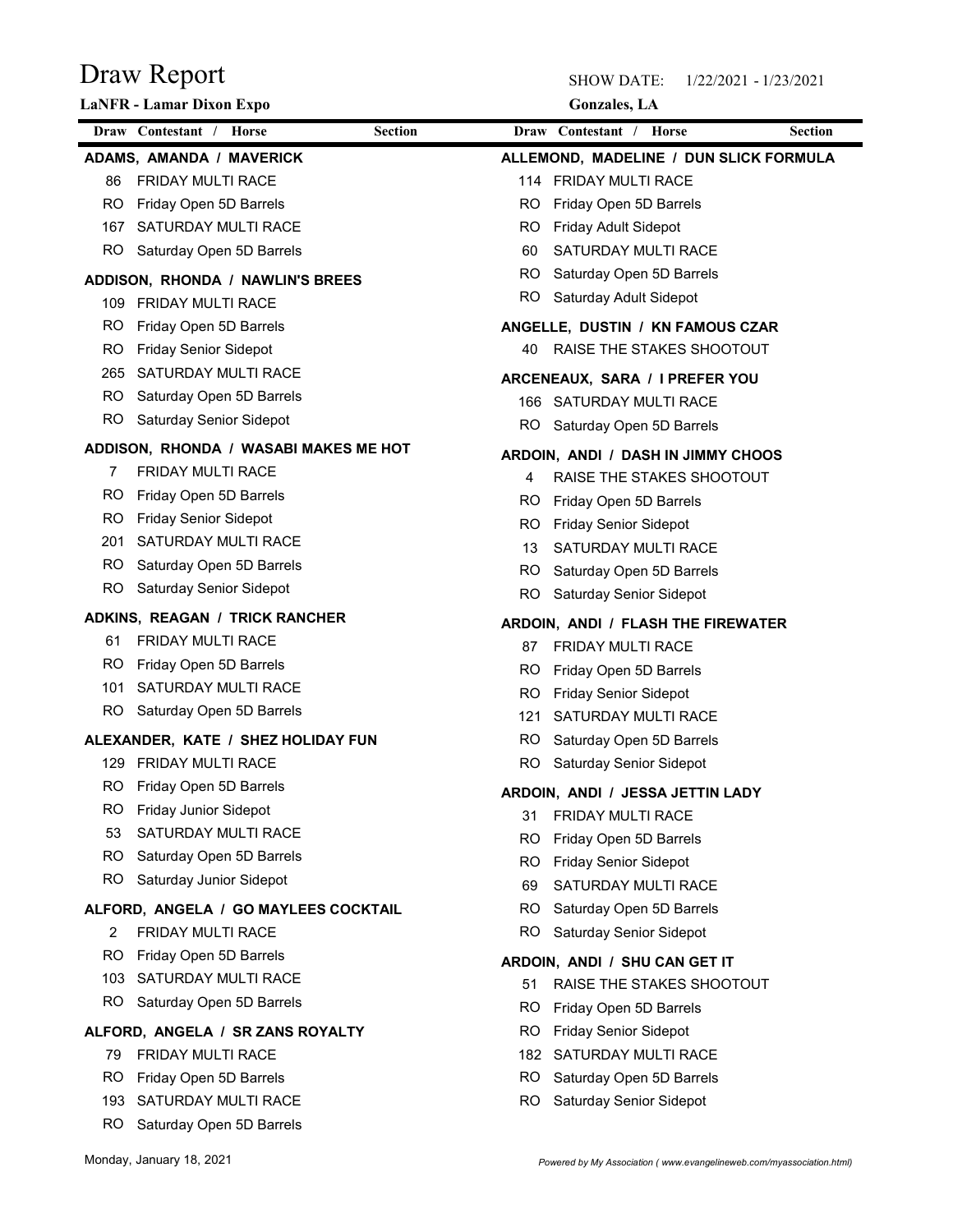# Draw Report

**LaNFR - Lamar Dixon Expo**

SHOW DATE: 1/22/2021 - 1/23/2021

**Gonzales, LA**

| Draw | Contestant / Horse | Section |
|---|---|---|
| | **ADAMS, AMANDA / MAVERICK** | |
| 86 | FRIDAY MULTI RACE | |
| RO | Friday Open 5D Barrels | |
| 167 | SATURDAY MULTI RACE | |
| RO | Saturday Open 5D Barrels | |
| | **ADDISON, RHONDA / NAWLIN'S BREES** | |
| 109 | FRIDAY MULTI RACE | |
| RO | Friday Open 5D Barrels | |
| RO | Friday Senior Sidepot | |
| 265 | SATURDAY MULTI RACE | |
| RO | Saturday Open 5D Barrels | |
| RO | Saturday Senior Sidepot | |
| | **ADDISON, RHONDA / WASABI MAKES ME HOT** | |
| 7 | FRIDAY MULTI RACE | |
| RO | Friday Open 5D Barrels | |
| RO | Friday Senior Sidepot | |
| 201 | SATURDAY MULTI RACE | |
| RO | Saturday Open 5D Barrels | |
| RO | Saturday Senior Sidepot | |
| | **ADKINS, REAGAN / TRICK RANCHER** | |
| 61 | FRIDAY MULTI RACE | |
| RO | Friday Open 5D Barrels | |
| 101 | SATURDAY MULTI RACE | |
| RO | Saturday Open 5D Barrels | |
| | **ALEXANDER, KATE / SHEZ HOLIDAY FUN** | |
| 129 | FRIDAY MULTI RACE | |
| RO | Friday Open 5D Barrels | |
| RO | Friday Junior Sidepot | |
| 53 | SATURDAY MULTI RACE | |
| RO | Saturday Open 5D Barrels | |
| RO | Saturday Junior Sidepot | |
| | **ALFORD, ANGELA / GO MAYLEES COCKTAIL** | |
| 2 | FRIDAY MULTI RACE | |
| RO | Friday Open 5D Barrels | |
| 103 | SATURDAY MULTI RACE | |
| RO | Saturday Open 5D Barrels | |
| | **ALFORD, ANGELA / SR ZANS ROYALTY** | |
| 79 | FRIDAY MULTI RACE | |
| RO | Friday Open 5D Barrels | |
| 193 | SATURDAY MULTI RACE | |
| RO | Saturday Open 5D Barrels | |
| | **ALLEMOND, MADELINE / DUN SLICK FORMULA** | |
| 114 | FRIDAY MULTI RACE | |
| RO | Friday Open 5D Barrels | |
| RO | Friday Adult Sidepot | |
| 60 | SATURDAY MULTI RACE | |
| RO | Saturday Open 5D Barrels | |
| RO | Saturday Adult Sidepot | |
| | **ANGELLE, DUSTIN / KN FAMOUS CZAR** | |
| 40 | RAISE THE STAKES SHOOTOUT | |
| | **ARCENEAUX, SARA / I PREFER YOU** | |
| 166 | SATURDAY MULTI RACE | |
| RO | Saturday Open 5D Barrels | |
| | **ARDOIN, ANDI / DASH IN JIMMY CHOOS** | |
| 4 | RAISE THE STAKES SHOOTOUT | |
| RO | Friday Open 5D Barrels | |
| RO | Friday Senior Sidepot | |
| 13 | SATURDAY MULTI RACE | |
| RO | Saturday Open 5D Barrels | |
| RO | Saturday Senior Sidepot | |
| | **ARDOIN, ANDI / FLASH THE FIREWATER** | |
| 87 | FRIDAY MULTI RACE | |
| RO | Friday Open 5D Barrels | |
| RO | Friday Senior Sidepot | |
| 121 | SATURDAY MULTI RACE | |
| RO | Saturday Open 5D Barrels | |
| RO | Saturday Senior Sidepot | |
| | **ARDOIN, ANDI / JESSA JETTIN LADY** | |
| 31 | FRIDAY MULTI RACE | |
| RO | Friday Open 5D Barrels | |
| RO | Friday Senior Sidepot | |
| 69 | SATURDAY MULTI RACE | |
| RO | Saturday Open 5D Barrels | |
| RO | Saturday Senior Sidepot | |
| | **ARDOIN, ANDI / SHU CAN GET IT** | |
| 51 | RAISE THE STAKES SHOOTOUT | |
| RO | Friday Open 5D Barrels | |
| RO | Friday Senior Sidepot | |
| 182 | SATURDAY MULTI RACE | |
| RO | Saturday Open 5D Barrels | |
| RO | Saturday Senior Sidepot | |

Monday, January 18, 2021

*Powered by My Association ( www.evangelineweb.com/myassociation.html)*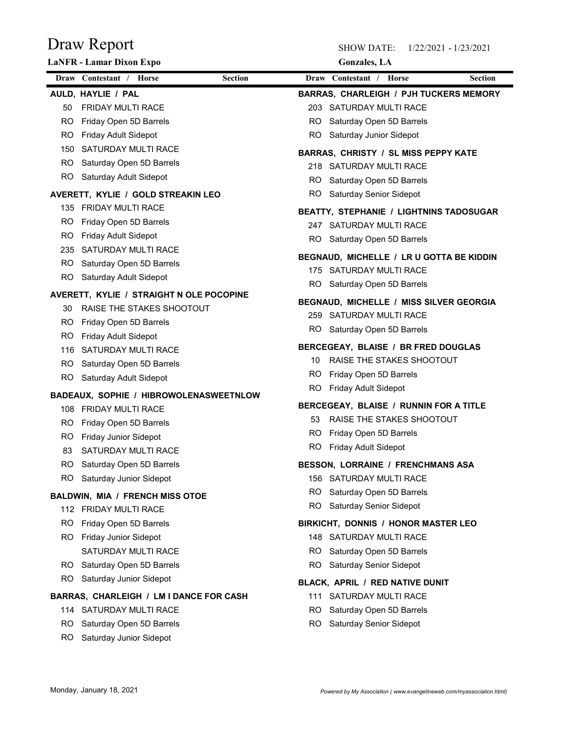# Draw Report

**LaNFR - Lamar Dixon Expo**

SHOW DATE: 1/22/2021 - 1/23/2021

**Gonzales, LA**

| Draw | Contestant / Horse | Section |
|---|---|---|
| | **AULD, HAYLIE / PAL** | |
| 50 | FRIDAY MULTI RACE | |
| RO | Friday Open 5D Barrels | |
| RO | Friday Adult Sidepot | |
| 150 | SATURDAY MULTI RACE | |
| RO | Saturday Open 5D Barrels | |
| RO | Saturday Adult Sidepot | |
| | **AVERETT, KYLIE / GOLD STREAKIN LEO** | |
| 135 | FRIDAY MULTI RACE | |
| RO | Friday Open 5D Barrels | |
| RO | Friday Adult Sidepot | |
| 235 | SATURDAY MULTI RACE | |
| RO | Saturday Open 5D Barrels | |
| RO | Saturday Adult Sidepot | |
| | **AVERETT, KYLIE / STRAIGHT N OLE POCOPINE** | |
| 30 | RAISE THE STAKES SHOOTOUT | |
| RO | Friday Open 5D Barrels | |
| RO | Friday Adult Sidepot | |
| 116 | SATURDAY MULTI RACE | |
| RO | Saturday Open 5D Barrels | |
| RO | Saturday Adult Sidepot | |
| | **BADEAUX, SOPHIE / HIBROWOLENASWEETNLOW** | |
| 108 | FRIDAY MULTI RACE | |
| RO | Friday Open 5D Barrels | |
| RO | Friday Junior Sidepot | |
| 83 | SATURDAY MULTI RACE | |
| RO | Saturday Open 5D Barrels | |
| RO | Saturday Junior Sidepot | |
| | **BALDWIN, MIA / FRENCH MISS OTOE** | |
| 112 | FRIDAY MULTI RACE | |
| RO | Friday Open 5D Barrels | |
| RO | Friday Junior Sidepot | |
| | SATURDAY MULTI RACE | |
| RO | Saturday Open 5D Barrels | |
| RO | Saturday Junior Sidepot | |
| | **BARRAS, CHARLEIGH / LM I DANCE FOR CASH** | |
| 114 | SATURDAY MULTI RACE | |
| RO | Saturday Open 5D Barrels | |
| RO | Saturday Junior Sidepot | |
| | **BARRAS, CHARLEIGH / PJH TUCKERS MEMORY** | |
| 203 | SATURDAY MULTI RACE | |
| RO | Saturday Open 5D Barrels | |
| RO | Saturday Junior Sidepot | |
| | **BARRAS, CHRISTY / SL MISS PEPPY KATE** | |
| 218 | SATURDAY MULTI RACE | |
| RO | Saturday Open 5D Barrels | |
| RO | Saturday Senior Sidepot | |
| | **BEATTY, STEPHANIE / LIGHTNINS TADOSUGAR** | |
| 247 | SATURDAY MULTI RACE | |
| RO | Saturday Open 5D Barrels | |
| | **BEGNAUD, MICHELLE / LR U GOTTA BE KIDDIN** | |
| 175 | SATURDAY MULTI RACE | |
| RO | Saturday Open 5D Barrels | |
| | **BEGNAUD, MICHELLE / MISS SILVER GEORGIA** | |
| 259 | SATURDAY MULTI RACE | |
| RO | Saturday Open 5D Barrels | |
| | **BERCEGEAY, BLAISE / BR FRED DOUGLAS** | |
| 10 | RAISE THE STAKES SHOOTOUT | |
| RO | Friday Open 5D Barrels | |
| RO | Friday Adult Sidepot | |
| | **BERCEGEAY, BLAISE / RUNNIN FOR A TITLE** | |
| 53 | RAISE THE STAKES SHOOTOUT | |
| RO | Friday Open 5D Barrels | |
| RO | Friday Adult Sidepot | |
| | **BESSON, LORRAINE / FRENCHMANS ASA** | |
| 156 | SATURDAY MULTI RACE | |
| RO | Saturday Open 5D Barrels | |
| RO | Saturday Senior Sidepot | |
| | **BIRKICHT, DONNIS / HONOR MASTER LEO** | |
| 148 | SATURDAY MULTI RACE | |
| RO | Saturday Open 5D Barrels | |
| RO | Saturday Senior Sidepot | |
| | **BLACK, APRIL / RED NATIVE DUNIT** | |
| 111 | SATURDAY MULTI RACE | |
| RO | Saturday Open 5D Barrels | |
| RO | Saturday Senior Sidepot | |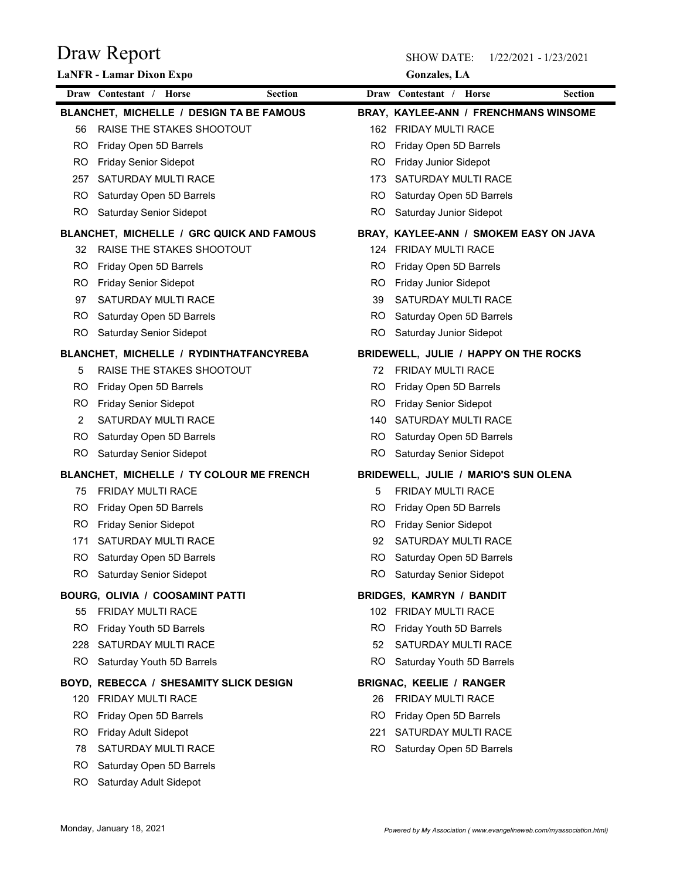# Draw Report

**LaNFR - Lamar Dixon Expo**

SHOW DATE: 1/22/2021 - 1/23/2021

**Gonzales, LA**

| Draw | Contestant / Horse | Section |
|---|---|---|

**BLANCHET, MICHELLE / DESIGN TA BE FAMOUS**

| Draw | Section |
|---|---|
| 56 | RAISE THE STAKES SHOOTOUT |
| RO | Friday Open 5D Barrels |
| RO | Friday Senior Sidepot |
| 257 | SATURDAY MULTI RACE |
| RO | Saturday Open 5D Barrels |
| RO | Saturday Senior Sidepot |

**BLANCHET, MICHELLE / GRC QUICK AND FAMOUS**

| Draw | Section |
|---|---|
| 32 | RAISE THE STAKES SHOOTOUT |
| RO | Friday Open 5D Barrels |
| RO | Friday Senior Sidepot |
| 97 | SATURDAY MULTI RACE |
| RO | Saturday Open 5D Barrels |
| RO | Saturday Senior Sidepot |

**BLANCHET, MICHELLE / RYDINTHATFANCYREBA**

| Draw | Section |
|---|---|
| 5 | RAISE THE STAKES SHOOTOUT |
| RO | Friday Open 5D Barrels |
| RO | Friday Senior Sidepot |
| 2 | SATURDAY MULTI RACE |
| RO | Saturday Open 5D Barrels |
| RO | Saturday Senior Sidepot |

**BLANCHET, MICHELLE / TY COLOUR ME FRENCH**

| Draw | Section |
|---|---|
| 75 | FRIDAY MULTI RACE |
| RO | Friday Open 5D Barrels |
| RO | Friday Senior Sidepot |
| 171 | SATURDAY MULTI RACE |
| RO | Saturday Open 5D Barrels |
| RO | Saturday Senior Sidepot |

**BOURG, OLIVIA / COOSAMINT PATTI**

| Draw | Section |
|---|---|
| 55 | FRIDAY MULTI RACE |
| RO | Friday Youth 5D Barrels |
| 228 | SATURDAY MULTI RACE |
| RO | Saturday Youth 5D Barrels |

**BOYD, REBECCA / SHESAMITY SLICK DESIGN**

| Draw | Section |
|---|---|
| 120 | FRIDAY MULTI RACE |
| RO | Friday Open 5D Barrels |
| RO | Friday Adult Sidepot |
| 78 | SATURDAY MULTI RACE |
| RO | Saturday Open 5D Barrels |
| RO | Saturday Adult Sidepot |

**BRAY, KAYLEE-ANN / FRENCHMANS WINSOME**

| Draw | Section |
|---|---|
| 162 | FRIDAY MULTI RACE |
| RO | Friday Open 5D Barrels |
| RO | Friday Junior Sidepot |
| 173 | SATURDAY MULTI RACE |
| RO | Saturday Open 5D Barrels |
| RO | Saturday Junior Sidepot |

**BRAY, KAYLEE-ANN / SMOKEM EASY ON JAVA**

| Draw | Section |
|---|---|
| 124 | FRIDAY MULTI RACE |
| RO | Friday Open 5D Barrels |
| RO | Friday Junior Sidepot |
| 39 | SATURDAY MULTI RACE |
| RO | Saturday Open 5D Barrels |
| RO | Saturday Junior Sidepot |

**BRIDEWELL, JULIE / HAPPY ON THE ROCKS**

| Draw | Section |
|---|---|
| 72 | FRIDAY MULTI RACE |
| RO | Friday Open 5D Barrels |
| RO | Friday Senior Sidepot |
| 140 | SATURDAY MULTI RACE |
| RO | Saturday Open 5D Barrels |
| RO | Saturday Senior Sidepot |

**BRIDEWELL, JULIE / MARIO'S SUN OLENA**

| Draw | Section |
|---|---|
| 5 | FRIDAY MULTI RACE |
| RO | Friday Open 5D Barrels |
| RO | Friday Senior Sidepot |
| 92 | SATURDAY MULTI RACE |
| RO | Saturday Open 5D Barrels |
| RO | Saturday Senior Sidepot |

**BRIDGES, KAMRYN / BANDIT**

| Draw | Section |
|---|---|
| 102 | FRIDAY MULTI RACE |
| RO | Friday Youth 5D Barrels |
| 52 | SATURDAY MULTI RACE |
| RO | Saturday Youth 5D Barrels |

**BRIGNAC, KEELIE / RANGER**

| Draw | Section |
|---|---|
| 26 | FRIDAY MULTI RACE |
| RO | Friday Open 5D Barrels |
| 221 | SATURDAY MULTI RACE |
| RO | Saturday Open 5D Barrels |

Monday, January 18, 2021

*Powered by My Association ( www.evangelineweb.com/myassociation.html)*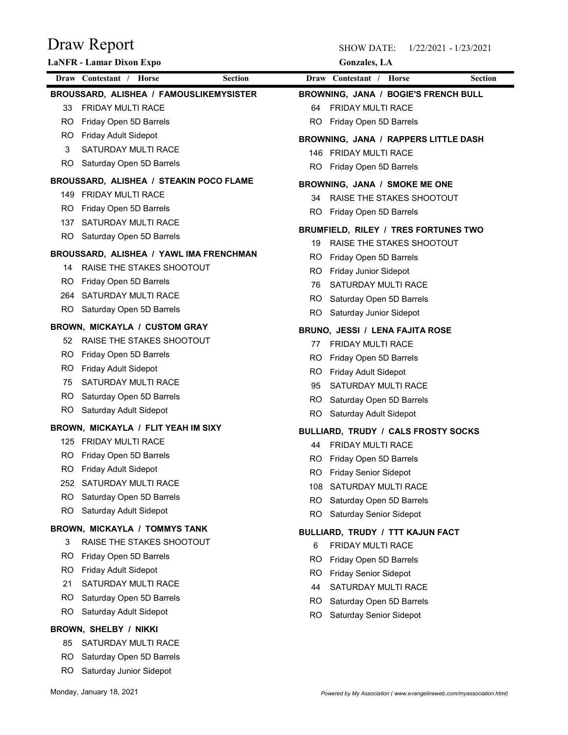# Draw Report

**LaNFR - Lamar Dixon Expo**

SHOW DATE: 1/22/2021 - 1/23/2021

**Gonzales, LA**

| Draw | Contestant / Horse | Section |
|---|---|---|

**BROUSSARD, ALISHEA / FAMOUSLIKEMYSISTER**

| Draw | Section |
|---|---|
| 33 | FRIDAY MULTI RACE |
| RO | Friday Open 5D Barrels |
| RO | Friday Adult Sidepot |
| 3 | SATURDAY MULTI RACE |
| RO | Saturday Open 5D Barrels |

**BROUSSARD, ALISHEA / STEAKIN POCO FLAME**

| Draw | Section |
|---|---|
| 149 | FRIDAY MULTI RACE |
| RO | Friday Open 5D Barrels |
| 137 | SATURDAY MULTI RACE |
| RO | Saturday Open 5D Barrels |

**BROUSSARD, ALISHEA / YAWL IMA FRENCHMAN**

| Draw | Section |
|---|---|
| 14 | RAISE THE STAKES SHOOTOUT |
| RO | Friday Open 5D Barrels |
| 264 | SATURDAY MULTI RACE |
| RO | Saturday Open 5D Barrels |

**BROWN, MICKAYLA / CUSTOM GRAY**

| Draw | Section |
|---|---|
| 52 | RAISE THE STAKES SHOOTOUT |
| RO | Friday Open 5D Barrels |
| RO | Friday Adult Sidepot |
| 75 | SATURDAY MULTI RACE |
| RO | Saturday Open 5D Barrels |
| RO | Saturday Adult Sidepot |

**BROWN, MICKAYLA / FLIT YEAH IM SIXY**

| Draw | Section |
|---|---|
| 125 | FRIDAY MULTI RACE |
| RO | Friday Open 5D Barrels |
| RO | Friday Adult Sidepot |
| 252 | SATURDAY MULTI RACE |
| RO | Saturday Open 5D Barrels |
| RO | Saturday Adult Sidepot |

**BROWN, MICKAYLA / TOMMYS TANK**

| Draw | Section |
|---|---|
| 3 | RAISE THE STAKES SHOOTOUT |
| RO | Friday Open 5D Barrels |
| RO | Friday Adult Sidepot |
| 21 | SATURDAY MULTI RACE |
| RO | Saturday Open 5D Barrels |
| RO | Saturday Adult Sidepot |

**BROWN, SHELBY / NIKKI**

| Draw | Section |
|---|---|
| 85 | SATURDAY MULTI RACE |
| RO | Saturday Open 5D Barrels |
| RO | Saturday Junior Sidepot |

**BROWNING, JANA / BOGIE'S FRENCH BULL**

| Draw | Section |
|---|---|
| 64 | FRIDAY MULTI RACE |
| RO | Friday Open 5D Barrels |

**BROWNING, JANA / RAPPERS LITTLE DASH**

| Draw | Section |
|---|---|
| 146 | FRIDAY MULTI RACE |
| RO | Friday Open 5D Barrels |

**BROWNING, JANA / SMOKE ME ONE**

| Draw | Section |
|---|---|
| 34 | RAISE THE STAKES SHOOTOUT |
| RO | Friday Open 5D Barrels |

**BRUMFIELD, RILEY / TRES FORTUNES TWO**

| Draw | Section |
|---|---|
| 19 | RAISE THE STAKES SHOOTOUT |
| RO | Friday Open 5D Barrels |
| RO | Friday Junior Sidepot |
| 76 | SATURDAY MULTI RACE |
| RO | Saturday Open 5D Barrels |
| RO | Saturday Junior Sidepot |

**BRUNO, JESSI / LENA FAJITA ROSE**

| Draw | Section |
|---|---|
| 77 | FRIDAY MULTI RACE |
| RO | Friday Open 5D Barrels |
| RO | Friday Adult Sidepot |
| 95 | SATURDAY MULTI RACE |
| RO | Saturday Open 5D Barrels |
| RO | Saturday Adult Sidepot |

**BULLIARD, TRUDY / CALS FROSTY SOCKS**

| Draw | Section |
|---|---|
| 44 | FRIDAY MULTI RACE |
| RO | Friday Open 5D Barrels |
| RO | Friday Senior Sidepot |
| 108 | SATURDAY MULTI RACE |
| RO | Saturday Open 5D Barrels |
| RO | Saturday Senior Sidepot |

**BULLIARD, TRUDY / TTT KAJUN FACT**

| Draw | Section |
|---|---|
| 6 | FRIDAY MULTI RACE |
| RO | Friday Open 5D Barrels |
| RO | Friday Senior Sidepot |
| 44 | SATURDAY MULTI RACE |
| RO | Saturday Open 5D Barrels |
| RO | Saturday Senior Sidepot |

Monday, January 18, 2021

*Powered by My Association ( www.evangelineweb.com/myassociation.html)*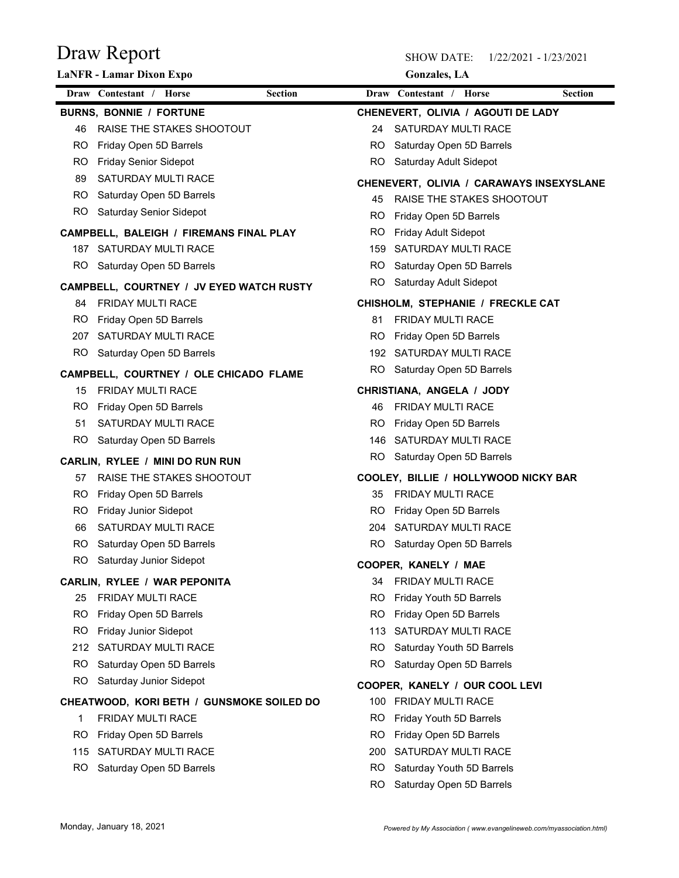# Draw Report

**LaNFR - Lamar Dixon Expo**

SHOW DATE: 1/22/2021 - 1/23/2021

**Gonzales, LA**

| Draw | Contestant / Horse | Section |
|---|---|---|

**BURNS, BONNIE / FORTUNE**

| Draw | Section |
|---|---|
| 46 | RAISE THE STAKES SHOOTOUT |
| RO | Friday Open 5D Barrels |
| RO | Friday Senior Sidepot |
| 89 | SATURDAY MULTI RACE |
| RO | Saturday Open 5D Barrels |
| RO | Saturday Senior Sidepot |

**CAMPBELL, BALEIGH / FIREMANS FINAL PLAY**

| Draw | Section |
|---|---|
| 187 | SATURDAY MULTI RACE |
| RO | Saturday Open 5D Barrels |

**CAMPBELL, COURTNEY / JV EYED WATCH RUSTY**

| Draw | Section |
|---|---|
| 84 | FRIDAY MULTI RACE |
| RO | Friday Open 5D Barrels |
| 207 | SATURDAY MULTI RACE |
| RO | Saturday Open 5D Barrels |

**CAMPBELL, COURTNEY / OLE CHICADO FLAME**

| Draw | Section |
|---|---|
| 15 | FRIDAY MULTI RACE |
| RO | Friday Open 5D Barrels |
| 51 | SATURDAY MULTI RACE |
| RO | Saturday Open 5D Barrels |

**CARLIN, RYLEE / MINI DO RUN RUN**

| Draw | Section |
|---|---|
| 57 | RAISE THE STAKES SHOOTOUT |
| RO | Friday Open 5D Barrels |
| RO | Friday Junior Sidepot |
| 66 | SATURDAY MULTI RACE |
| RO | Saturday Open 5D Barrels |
| RO | Saturday Junior Sidepot |

**CARLIN, RYLEE / WAR PEPONITA**

| Draw | Section |
|---|---|
| 25 | FRIDAY MULTI RACE |
| RO | Friday Open 5D Barrels |
| RO | Friday Junior Sidepot |
| 212 | SATURDAY MULTI RACE |
| RO | Saturday Open 5D Barrels |
| RO | Saturday Junior Sidepot |

**CHEATWOOD, KORI BETH / GUNSMOKE SOILED DO**

| Draw | Section |
|---|---|
| 1 | FRIDAY MULTI RACE |
| RO | Friday Open 5D Barrels |
| 115 | SATURDAY MULTI RACE |
| RO | Saturday Open 5D Barrels |

**CHENEVERT, OLIVIA / AGOUTI DE LADY**

| Draw | Section |
|---|---|
| 24 | SATURDAY MULTI RACE |
| RO | Saturday Open 5D Barrels |
| RO | Saturday Adult Sidepot |

**CHENEVERT, OLIVIA / CARAWAYS INSEXYSLANE**

| Draw | Section |
|---|---|
| 45 | RAISE THE STAKES SHOOTOUT |
| RO | Friday Open 5D Barrels |
| RO | Friday Adult Sidepot |
| 159 | SATURDAY MULTI RACE |
| RO | Saturday Open 5D Barrels |
| RO | Saturday Adult Sidepot |

**CHISHOLM, STEPHANIE / FRECKLE CAT**

| Draw | Section |
|---|---|
| 81 | FRIDAY MULTI RACE |
| RO | Friday Open 5D Barrels |
| 192 | SATURDAY MULTI RACE |
| RO | Saturday Open 5D Barrels |

**CHRISTIANA, ANGELA / JODY**

| Draw | Section |
|---|---|
| 46 | FRIDAY MULTI RACE |
| RO | Friday Open 5D Barrels |
| 146 | SATURDAY MULTI RACE |
| RO | Saturday Open 5D Barrels |

**COOLEY, BILLIE / HOLLYWOOD NICKY BAR**

| Draw | Section |
|---|---|
| 35 | FRIDAY MULTI RACE |
| RO | Friday Open 5D Barrels |
| 204 | SATURDAY MULTI RACE |
| RO | Saturday Open 5D Barrels |

**COOPER, KANELY / MAE**

| Draw | Section |
|---|---|
| 34 | FRIDAY MULTI RACE |
| RO | Friday Youth 5D Barrels |
| RO | Friday Open 5D Barrels |
| 113 | SATURDAY MULTI RACE |
| RO | Saturday Youth 5D Barrels |
| RO | Saturday Open 5D Barrels |

**COOPER, KANELY / OUR COOL LEVI**

| Draw | Section |
|---|---|
| 100 | FRIDAY MULTI RACE |
| RO | Friday Youth 5D Barrels |
| RO | Friday Open 5D Barrels |
| 200 | SATURDAY MULTI RACE |
| RO | Saturday Youth 5D Barrels |
| RO | Saturday Open 5D Barrels |

Monday, January 18, 2021

*Powered by My Association ( www.evangelineweb.com/myassociation.html)*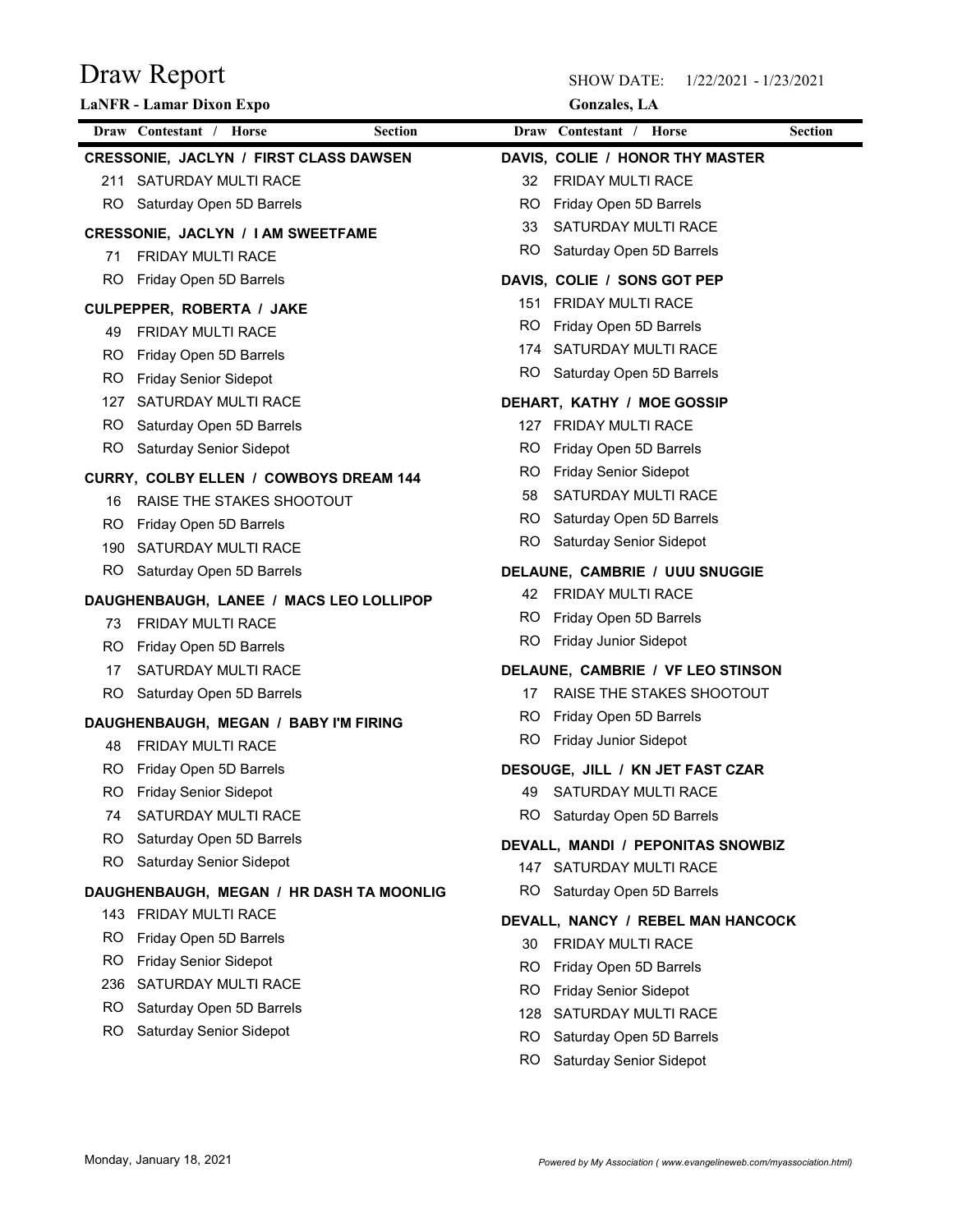# Draw Report

**LaNFR - Lamar Dixon Expo**

SHOW DATE: 1/22/2021 - 1/23/2021

**Gonzales, LA**

| Draw | Contestant / Horse | Section |
|---|---|---|
| | **CRESSONIE, JACLYN / FIRST CLASS DAWSEN** | |
| 211 | SATURDAY MULTI RACE | |
| RO | Saturday Open 5D Barrels | |
| | **CRESSONIE, JACLYN / I AM SWEETFAME** | |
| 71 | FRIDAY MULTI RACE | |
| RO | Friday Open 5D Barrels | |
| | **CULPEPPER, ROBERTA / JAKE** | |
| 49 | FRIDAY MULTI RACE | |
| RO | Friday Open 5D Barrels | |
| RO | Friday Senior Sidepot | |
| 127 | SATURDAY MULTI RACE | |
| RO | Saturday Open 5D Barrels | |
| RO | Saturday Senior Sidepot | |
| | **CURRY, COLBY ELLEN / COWBOYS DREAM 144** | |
| 16 | RAISE THE STAKES SHOOTOUT | |
| RO | Friday Open 5D Barrels | |
| 190 | SATURDAY MULTI RACE | |
| RO | Saturday Open 5D Barrels | |
| | **DAUGHENBAUGH, LANEE / MACS LEO LOLLIPOP** | |
| 73 | FRIDAY MULTI RACE | |
| RO | Friday Open 5D Barrels | |
| 17 | SATURDAY MULTI RACE | |
| RO | Saturday Open 5D Barrels | |
| | **DAUGHENBAUGH, MEGAN / BABY I'M FIRING** | |
| 48 | FRIDAY MULTI RACE | |
| RO | Friday Open 5D Barrels | |
| RO | Friday Senior Sidepot | |
| 74 | SATURDAY MULTI RACE | |
| RO | Saturday Open 5D Barrels | |
| RO | Saturday Senior Sidepot | |
| | **DAUGHENBAUGH, MEGAN / HR DASH TA MOONLIG** | |
| 143 | FRIDAY MULTI RACE | |
| RO | Friday Open 5D Barrels | |
| RO | Friday Senior Sidepot | |
| 236 | SATURDAY MULTI RACE | |
| RO | Saturday Open 5D Barrels | |
| RO | Saturday Senior Sidepot | |
| | **DAVIS, COLIE / HONOR THY MASTER** | |
| 32 | FRIDAY MULTI RACE | |
| RO | Friday Open 5D Barrels | |
| 33 | SATURDAY MULTI RACE | |
| RO | Saturday Open 5D Barrels | |
| | **DAVIS, COLIE / SONS GOT PEP** | |
| 151 | FRIDAY MULTI RACE | |
| RO | Friday Open 5D Barrels | |
| 174 | SATURDAY MULTI RACE | |
| RO | Saturday Open 5D Barrels | |
| | **DEHART, KATHY / MOE GOSSIP** | |
| 127 | FRIDAY MULTI RACE | |
| RO | Friday Open 5D Barrels | |
| RO | Friday Senior Sidepot | |
| 58 | SATURDAY MULTI RACE | |
| RO | Saturday Open 5D Barrels | |
| RO | Saturday Senior Sidepot | |
| | **DELAUNE, CAMBRIE / UUU SNUGGIE** | |
| 42 | FRIDAY MULTI RACE | |
| RO | Friday Open 5D Barrels | |
| RO | Friday Junior Sidepot | |
| | **DELAUNE, CAMBRIE / VF LEO STINSON** | |
| 17 | RAISE THE STAKES SHOOTOUT | |
| RO | Friday Open 5D Barrels | |
| RO | Friday Junior Sidepot | |
| | **DESOUGE, JILL / KN JET FAST CZAR** | |
| 49 | SATURDAY MULTI RACE | |
| RO | Saturday Open 5D Barrels | |
| | **DEVALL, MANDI / PEPONITAS SNOWBIZ** | |
| 147 | SATURDAY MULTI RACE | |
| RO | Saturday Open 5D Barrels | |
| | **DEVALL, NANCY / REBEL MAN HANCOCK** | |
| 30 | FRIDAY MULTI RACE | |
| RO | Friday Open 5D Barrels | |
| RO | Friday Senior Sidepot | |
| 128 | SATURDAY MULTI RACE | |
| RO | Saturday Open 5D Barrels | |
| RO | Saturday Senior Sidepot | |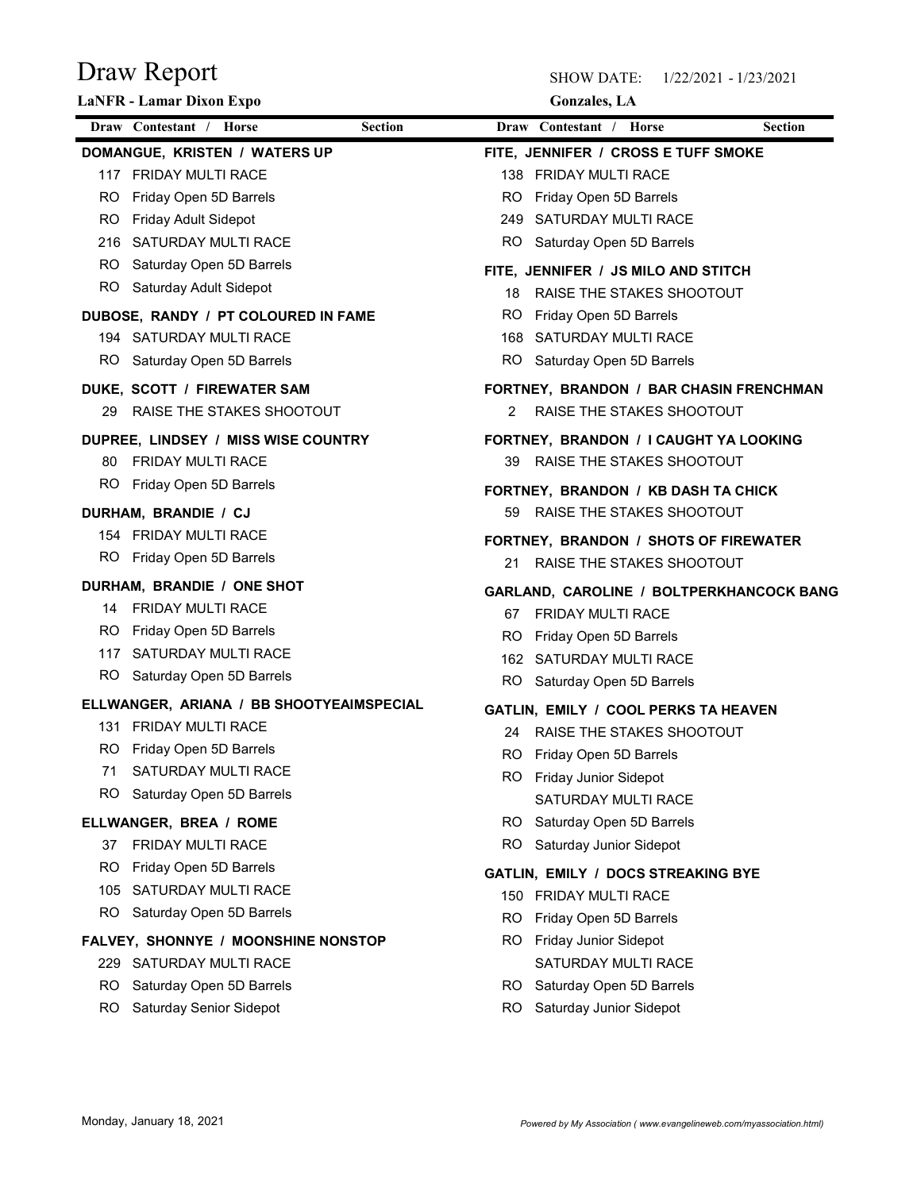# Draw Report

**LaNFR - Lamar Dixon Expo**

SHOW DATE: 1/22/2021 - 1/23/2021

**Gonzales, LA**

| Draw | Contestant / Horse | Section |
|---|---|---|

**DOMANGUE, KRISTEN / WATERS UP**

| Draw | Section |
|---|---|
| 117 | FRIDAY MULTI RACE |
| RO | Friday Open 5D Barrels |
| RO | Friday Adult Sidepot |
| 216 | SATURDAY MULTI RACE |
| RO | Saturday Open 5D Barrels |
| RO | Saturday Adult Sidepot |

**DUBOSE, RANDY / PT COLOURED IN FAME**

| Draw | Section |
|---|---|
| 194 | SATURDAY MULTI RACE |
| RO | Saturday Open 5D Barrels |

**DUKE, SCOTT / FIREWATER SAM**

| Draw | Section |
|---|---|
| 29 | RAISE THE STAKES SHOOTOUT |

**DUPREE, LINDSEY / MISS WISE COUNTRY**

| Draw | Section |
|---|---|
| 80 | FRIDAY MULTI RACE |
| RO | Friday Open 5D Barrels |

**DURHAM, BRANDIE / CJ**

| Draw | Section |
|---|---|
| 154 | FRIDAY MULTI RACE |
| RO | Friday Open 5D Barrels |

**DURHAM, BRANDIE / ONE SHOT**

| Draw | Section |
|---|---|
| 14 | FRIDAY MULTI RACE |
| RO | Friday Open 5D Barrels |
| 117 | SATURDAY MULTI RACE |
| RO | Saturday Open 5D Barrels |

**ELLWANGER, ARIANA / BB SHOOTYEAIMSPECIAL**

| Draw | Section |
|---|---|
| 131 | FRIDAY MULTI RACE |
| RO | Friday Open 5D Barrels |
| 71 | SATURDAY MULTI RACE |
| RO | Saturday Open 5D Barrels |

**ELLWANGER, BREA / ROME**

| Draw | Section |
|---|---|
| 37 | FRIDAY MULTI RACE |
| RO | Friday Open 5D Barrels |
| 105 | SATURDAY MULTI RACE |
| RO | Saturday Open 5D Barrels |

**FALVEY, SHONNYE / MOONSHINE NONSTOP**

| Draw | Section |
|---|---|
| 229 | SATURDAY MULTI RACE |
| RO | Saturday Open 5D Barrels |
| RO | Saturday Senior Sidepot |

**FITE, JENNIFER / CROSS E TUFF SMOKE**

| Draw | Section |
|---|---|
| 138 | FRIDAY MULTI RACE |
| RO | Friday Open 5D Barrels |
| 249 | SATURDAY MULTI RACE |
| RO | Saturday Open 5D Barrels |

**FITE, JENNIFER / JS MILO AND STITCH**

| Draw | Section |
|---|---|
| 18 | RAISE THE STAKES SHOOTOUT |
| RO | Friday Open 5D Barrels |
| 168 | SATURDAY MULTI RACE |
| RO | Saturday Open 5D Barrels |

**FORTNEY, BRANDON / BAR CHASIN FRENCHMAN**

| Draw | Section |
|---|---|
| 2 | RAISE THE STAKES SHOOTOUT |

**FORTNEY, BRANDON / I CAUGHT YA LOOKING**

| Draw | Section |
|---|---|
| 39 | RAISE THE STAKES SHOOTOUT |

**FORTNEY, BRANDON / KB DASH TA CHICK**

| Draw | Section |
|---|---|
| 59 | RAISE THE STAKES SHOOTOUT |

**FORTNEY, BRANDON / SHOTS OF FIREWATER**

| Draw | Section |
|---|---|
| 21 | RAISE THE STAKES SHOOTOUT |

**GARLAND, CAROLINE / BOLTPERKHANCOCK BANG**

| Draw | Section |
|---|---|
| 67 | FRIDAY MULTI RACE |
| RO | Friday Open 5D Barrels |
| 162 | SATURDAY MULTI RACE |
| RO | Saturday Open 5D Barrels |

**GATLIN, EMILY / COOL PERKS TA HEAVEN**

| Draw | Section |
|---|---|
| 24 | RAISE THE STAKES SHOOTOUT |
| RO | Friday Open 5D Barrels |
| RO | Friday Junior Sidepot |
| | SATURDAY MULTI RACE |
| RO | Saturday Open 5D Barrels |
| RO | Saturday Junior Sidepot |

**GATLIN, EMILY / DOCS STREAKING BYE**

| Draw | Section |
|---|---|
| 150 | FRIDAY MULTI RACE |
| RO | Friday Open 5D Barrels |
| RO | Friday Junior Sidepot |
| | SATURDAY MULTI RACE |
| RO | Saturday Open 5D Barrels |
| RO | Saturday Junior Sidepot |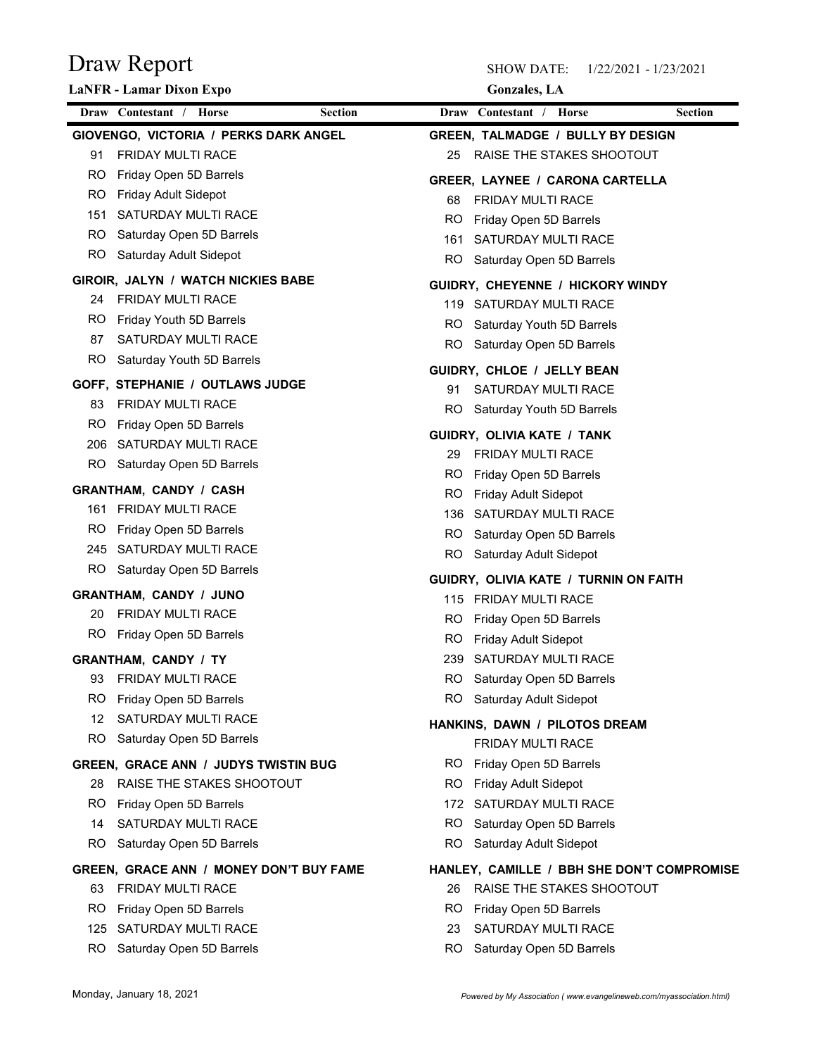# Draw Report

**LaNFR - Lamar Dixon Expo**

SHOW DATE: 1/22/2021 - 1/23/2021

**Gonzales, LA**

| Draw | Contestant / Horse | Section |
|---|---|---|

**GIOVENGO, VICTORIA / PERKS DARK ANGEL**

| | |
|---|---|
| 91 | FRIDAY MULTI RACE |
| RO | Friday Open 5D Barrels |
| RO | Friday Adult Sidepot |
| 151 | SATURDAY MULTI RACE |
| RO | Saturday Open 5D Barrels |
| RO | Saturday Adult Sidepot |

**GIROIR, JALYN / WATCH NICKIES BABE**

| | |
|---|---|
| 24 | FRIDAY MULTI RACE |
| RO | Friday Youth 5D Barrels |
| 87 | SATURDAY MULTI RACE |
| RO | Saturday Youth 5D Barrels |

**GOFF, STEPHANIE / OUTLAWS JUDGE**

| | |
|---|---|
| 83 | FRIDAY MULTI RACE |
| RO | Friday Open 5D Barrels |
| 206 | SATURDAY MULTI RACE |
| RO | Saturday Open 5D Barrels |

**GRANTHAM, CANDY / CASH**

| | |
|---|---|
| 161 | FRIDAY MULTI RACE |
| RO | Friday Open 5D Barrels |
| 245 | SATURDAY MULTI RACE |
| RO | Saturday Open 5D Barrels |

**GRANTHAM, CANDY / JUNO**

| | |
|---|---|
| 20 | FRIDAY MULTI RACE |
| RO | Friday Open 5D Barrels |

**GRANTHAM, CANDY / TY**

| | |
|---|---|
| 93 | FRIDAY MULTI RACE |
| RO | Friday Open 5D Barrels |
| 12 | SATURDAY MULTI RACE |
| RO | Saturday Open 5D Barrels |

**GREEN, GRACE ANN / JUDYS TWISTIN BUG**

| | |
|---|---|
| 28 | RAISE THE STAKES SHOOTOUT |
| RO | Friday Open 5D Barrels |
| 14 | SATURDAY MULTI RACE |
| RO | Saturday Open 5D Barrels |

**GREEN, GRACE ANN / MONEY DON'T BUY FAME**

| | |
|---|---|
| 63 | FRIDAY MULTI RACE |
| RO | Friday Open 5D Barrels |
| 125 | SATURDAY MULTI RACE |
| RO | Saturday Open 5D Barrels |

**GREEN, TALMADGE / BULLY BY DESIGN**

| | |
|---|---|
| 25 | RAISE THE STAKES SHOOTOUT |

**GREER, LAYNEE / CARONA CARTELLA**

| | |
|---|---|
| 68 | FRIDAY MULTI RACE |
| RO | Friday Open 5D Barrels |
| 161 | SATURDAY MULTI RACE |
| RO | Saturday Open 5D Barrels |

**GUIDRY, CHEYENNE / HICKORY WINDY**

| | |
|---|---|
| 119 | SATURDAY MULTI RACE |
| RO | Saturday Youth 5D Barrels |
| RO | Saturday Open 5D Barrels |

**GUIDRY, CHLOE / JELLY BEAN**

| | |
|---|---|
| 91 | SATURDAY MULTI RACE |
| RO | Saturday Youth 5D Barrels |

**GUIDRY, OLIVIA KATE / TANK**

| | |
|---|---|
| 29 | FRIDAY MULTI RACE |
| RO | Friday Open 5D Barrels |
| RO | Friday Adult Sidepot |
| 136 | SATURDAY MULTI RACE |
| RO | Saturday Open 5D Barrels |
| RO | Saturday Adult Sidepot |

**GUIDRY, OLIVIA KATE / TURNIN ON FAITH**

| | |
|---|---|
| 115 | FRIDAY MULTI RACE |
| RO | Friday Open 5D Barrels |
| RO | Friday Adult Sidepot |
| 239 | SATURDAY MULTI RACE |
| RO | Saturday Open 5D Barrels |
| RO | Saturday Adult Sidepot |

**HANKINS, DAWN / PILOTOS DREAM**

| | |
|---|---|
| | FRIDAY MULTI RACE |
| RO | Friday Open 5D Barrels |
| RO | Friday Adult Sidepot |
| 172 | SATURDAY MULTI RACE |
| RO | Saturday Open 5D Barrels |
| RO | Saturday Adult Sidepot |

**HANLEY, CAMILLE / BBH SHE DON'T COMPROMISE**

| | |
|---|---|
| 26 | RAISE THE STAKES SHOOTOUT |
| RO | Friday Open 5D Barrels |
| 23 | SATURDAY MULTI RACE |
| RO | Saturday Open 5D Barrels |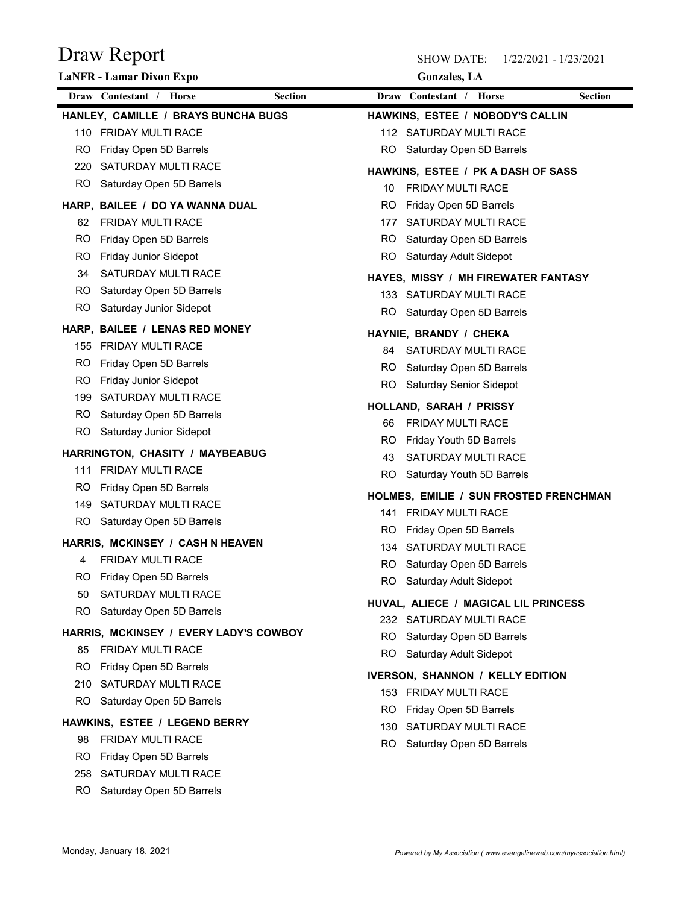# Draw Report

**LaNFR - Lamar Dixon Expo**

SHOW DATE: 1/22/2021 - 1/23/2021

**Gonzales, LA**

| Draw | Contestant / Horse | Section |
|---|---|---|
| | **HANLEY, CAMILLE / BRAYS BUNCHA BUGS** | |
| 110 | FRIDAY MULTI RACE | |
| RO | Friday Open 5D Barrels | |
| 220 | SATURDAY MULTI RACE | |
| RO | Saturday Open 5D Barrels | |
| | **HARP, BAILEE / DO YA WANNA DUAL** | |
| 62 | FRIDAY MULTI RACE | |
| RO | Friday Open 5D Barrels | |
| RO | Friday Junior Sidepot | |
| 34 | SATURDAY MULTI RACE | |
| RO | Saturday Open 5D Barrels | |
| RO | Saturday Junior Sidepot | |
| | **HARP, BAILEE / LENAS RED MONEY** | |
| 155 | FRIDAY MULTI RACE | |
| RO | Friday Open 5D Barrels | |
| RO | Friday Junior Sidepot | |
| 199 | SATURDAY MULTI RACE | |
| RO | Saturday Open 5D Barrels | |
| RO | Saturday Junior Sidepot | |
| | **HARRINGTON, CHASITY / MAYBEABUG** | |
| 111 | FRIDAY MULTI RACE | |
| RO | Friday Open 5D Barrels | |
| 149 | SATURDAY MULTI RACE | |
| RO | Saturday Open 5D Barrels | |
| | **HARRIS, MCKINSEY / CASH N HEAVEN** | |
| 4 | FRIDAY MULTI RACE | |
| RO | Friday Open 5D Barrels | |
| 50 | SATURDAY MULTI RACE | |
| RO | Saturday Open 5D Barrels | |
| | **HARRIS, MCKINSEY / EVERY LADY'S COWBOY** | |
| 85 | FRIDAY MULTI RACE | |
| RO | Friday Open 5D Barrels | |
| 210 | SATURDAY MULTI RACE | |
| RO | Saturday Open 5D Barrels | |
| | **HAWKINS, ESTEE / LEGEND BERRY** | |
| 98 | FRIDAY MULTI RACE | |
| RO | Friday Open 5D Barrels | |
| 258 | SATURDAY MULTI RACE | |
| RO | Saturday Open 5D Barrels | |
| | **HAWKINS, ESTEE / NOBODY'S CALLIN** | |
| 112 | SATURDAY MULTI RACE | |
| RO | Saturday Open 5D Barrels | |
| | **HAWKINS, ESTEE / PK A DASH OF SASS** | |
| 10 | FRIDAY MULTI RACE | |
| RO | Friday Open 5D Barrels | |
| 177 | SATURDAY MULTI RACE | |
| RO | Saturday Open 5D Barrels | |
| RO | Saturday Adult Sidepot | |
| | **HAYES, MISSY / MH FIREWATER FANTASY** | |
| 133 | SATURDAY MULTI RACE | |
| RO | Saturday Open 5D Barrels | |
| | **HAYNIE, BRANDY / CHEKA** | |
| 84 | SATURDAY MULTI RACE | |
| RO | Saturday Open 5D Barrels | |
| RO | Saturday Senior Sidepot | |
| | **HOLLAND, SARAH / PRISSY** | |
| 66 | FRIDAY MULTI RACE | |
| RO | Friday Youth 5D Barrels | |
| 43 | SATURDAY MULTI RACE | |
| RO | Saturday Youth 5D Barrels | |
| | **HOLMES, EMILIE / SUN FROSTED FRENCHMAN** | |
| 141 | FRIDAY MULTI RACE | |
| RO | Friday Open 5D Barrels | |
| 134 | SATURDAY MULTI RACE | |
| RO | Saturday Open 5D Barrels | |
| RO | Saturday Adult Sidepot | |
| | **HUVAL, ALIECE / MAGICAL LIL PRINCESS** | |
| 232 | SATURDAY MULTI RACE | |
| RO | Saturday Open 5D Barrels | |
| RO | Saturday Adult Sidepot | |
| | **IVERSON, SHANNON / KELLY EDITION** | |
| 153 | FRIDAY MULTI RACE | |
| RO | Friday Open 5D Barrels | |
| 130 | SATURDAY MULTI RACE | |
| RO | Saturday Open 5D Barrels | |

Monday, January 18, 2021

*Powered by My Association ( www.evangelineweb.com/myassociation.html)*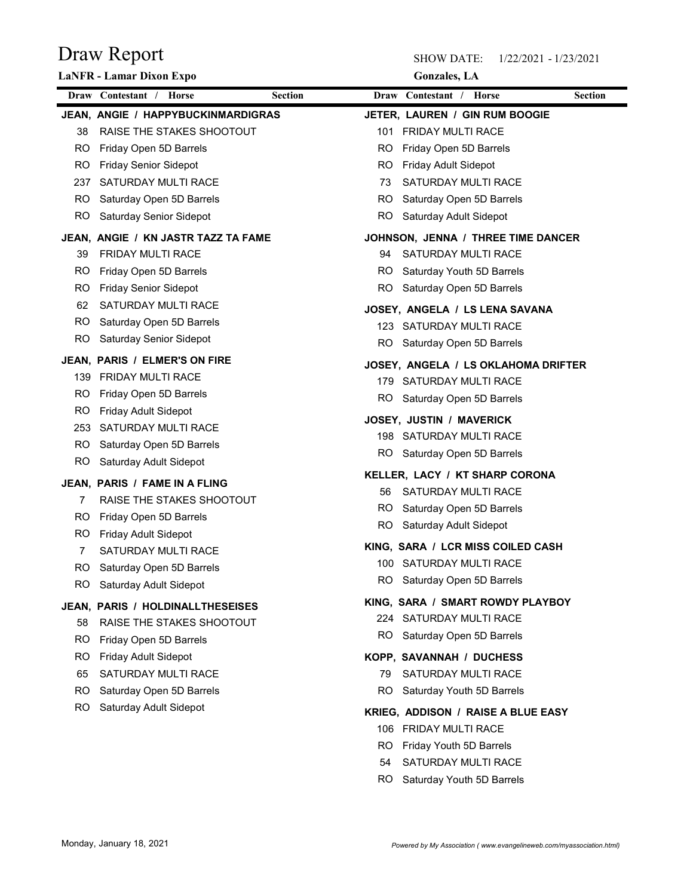# Draw Report

**LaNFR - Lamar Dixon Expo**

SHOW DATE: 1/22/2021 - 1/23/2021

**Gonzales, LA**

| Draw | Contestant / Horse | Section |
|---|---|---|

**JEAN, ANGIE / HAPPYBUCKINMARDIGRAS**

| Draw | Section |
|---|---|
| 38 | RAISE THE STAKES SHOOTOUT |
| RO | Friday Open 5D Barrels |
| RO | Friday Senior Sidepot |
| 237 | SATURDAY MULTI RACE |
| RO | Saturday Open 5D Barrels |
| RO | Saturday Senior Sidepot |

**JEAN, ANGIE / KN JASTR TAZZ TA FAME**

| Draw | Section |
|---|---|
| 39 | FRIDAY MULTI RACE |
| RO | Friday Open 5D Barrels |
| RO | Friday Senior Sidepot |
| 62 | SATURDAY MULTI RACE |
| RO | Saturday Open 5D Barrels |
| RO | Saturday Senior Sidepot |

**JEAN, PARIS / ELMER'S ON FIRE**

| Draw | Section |
|---|---|
| 139 | FRIDAY MULTI RACE |
| RO | Friday Open 5D Barrels |
| RO | Friday Adult Sidepot |
| 253 | SATURDAY MULTI RACE |
| RO | Saturday Open 5D Barrels |
| RO | Saturday Adult Sidepot |

**JEAN, PARIS / FAME IN A FLING**

| Draw | Section |
|---|---|
| 7 | RAISE THE STAKES SHOOTOUT |
| RO | Friday Open 5D Barrels |
| RO | Friday Adult Sidepot |
| 7 | SATURDAY MULTI RACE |
| RO | Saturday Open 5D Barrels |
| RO | Saturday Adult Sidepot |

**JEAN, PARIS / HOLDINALLTHESEISES**

| Draw | Section |
|---|---|
| 58 | RAISE THE STAKES SHOOTOUT |
| RO | Friday Open 5D Barrels |
| RO | Friday Adult Sidepot |
| 65 | SATURDAY MULTI RACE |
| RO | Saturday Open 5D Barrels |
| RO | Saturday Adult Sidepot |

**JETER, LAUREN / GIN RUM BOOGIE**

| Draw | Section |
|---|---|
| 101 | FRIDAY MULTI RACE |
| RO | Friday Open 5D Barrels |
| RO | Friday Adult Sidepot |
| 73 | SATURDAY MULTI RACE |
| RO | Saturday Open 5D Barrels |
| RO | Saturday Adult Sidepot |

**JOHNSON, JENNA / THREE TIME DANCER**

| Draw | Section |
|---|---|
| 94 | SATURDAY MULTI RACE |
| RO | Saturday Youth 5D Barrels |
| RO | Saturday Open 5D Barrels |

**JOSEY, ANGELA / LS LENA SAVANA**

| Draw | Section |
|---|---|
| 123 | SATURDAY MULTI RACE |
| RO | Saturday Open 5D Barrels |

**JOSEY, ANGELA / LS OKLAHOMA DRIFTER**

| Draw | Section |
|---|---|
| 179 | SATURDAY MULTI RACE |
| RO | Saturday Open 5D Barrels |

**JOSEY, JUSTIN / MAVERICK**

| Draw | Section |
|---|---|
| 198 | SATURDAY MULTI RACE |
| RO | Saturday Open 5D Barrels |

**KELLER, LACY / KT SHARP CORONA**

| Draw | Section |
|---|---|
| 56 | SATURDAY MULTI RACE |
| RO | Saturday Open 5D Barrels |
| RO | Saturday Adult Sidepot |

**KING, SARA / LCR MISS COILED CASH**

| Draw | Section |
|---|---|
| 100 | SATURDAY MULTI RACE |
| RO | Saturday Open 5D Barrels |

**KING, SARA / SMART ROWDY PLAYBOY**

| Draw | Section |
|---|---|
| 224 | SATURDAY MULTI RACE |
| RO | Saturday Open 5D Barrels |

**KOPP, SAVANNAH / DUCHESS**

| Draw | Section |
|---|---|
| 79 | SATURDAY MULTI RACE |
| RO | Saturday Youth 5D Barrels |

**KRIEG, ADDISON / RAISE A BLUE EASY**

| Draw | Section |
|---|---|
| 106 | FRIDAY MULTI RACE |
| RO | Friday Youth 5D Barrels |
| 54 | SATURDAY MULTI RACE |
| RO | Saturday Youth 5D Barrels |

Monday, January 18, 2021

*Powered by My Association ( www.evangelineweb.com/myassociation.html)*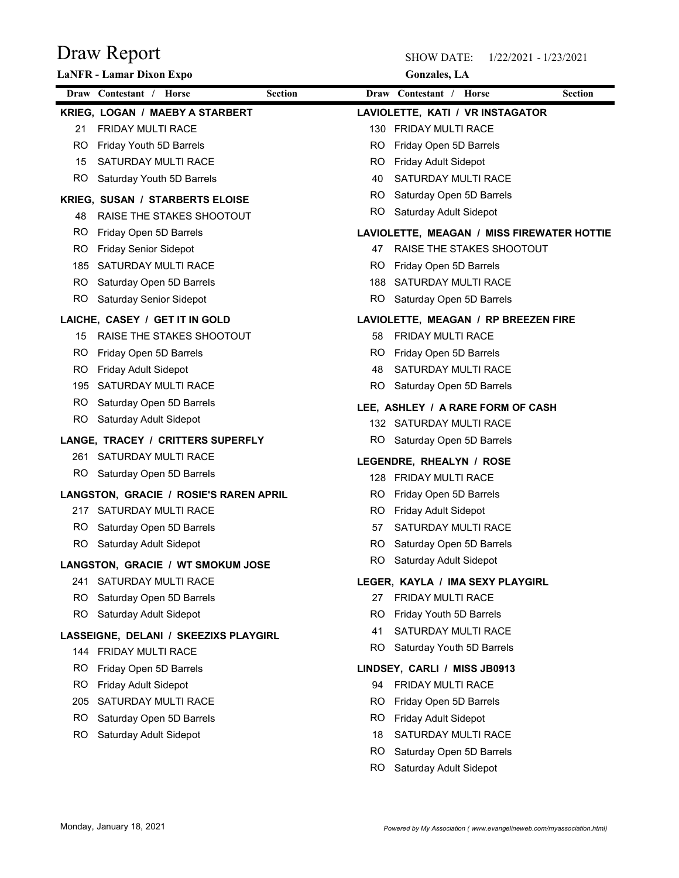# Draw Report

**LaNFR - Lamar Dixon Expo**

SHOW DATE: 1/22/2021 - 1/23/2021

**Gonzales, LA**

| Draw | Contestant / Horse | Section |
|---|---|---|

**KRIEG, LOGAN / MAEBY A STARBERT**

| Draw | Section |
|---|---|
| 21 | FRIDAY MULTI RACE |
| RO | Friday Youth 5D Barrels |
| 15 | SATURDAY MULTI RACE |
| RO | Saturday Youth 5D Barrels |

**KRIEG, SUSAN / STARBERTS ELOISE**

| Draw | Section |
|---|---|
| 48 | RAISE THE STAKES SHOOTOUT |
| RO | Friday Open 5D Barrels |
| RO | Friday Senior Sidepot |
| 185 | SATURDAY MULTI RACE |
| RO | Saturday Open 5D Barrels |
| RO | Saturday Senior Sidepot |

**LAICHE, CASEY / GET IT IN GOLD**

| Draw | Section |
|---|---|
| 15 | RAISE THE STAKES SHOOTOUT |
| RO | Friday Open 5D Barrels |
| RO | Friday Adult Sidepot |
| 195 | SATURDAY MULTI RACE |
| RO | Saturday Open 5D Barrels |
| RO | Saturday Adult Sidepot |

**LANGE, TRACEY / CRITTERS SUPERFLY**

| Draw | Section |
|---|---|
| 261 | SATURDAY MULTI RACE |
| RO | Saturday Open 5D Barrels |

**LANGSTON, GRACIE / ROSIE'S RAREN APRIL**

| Draw | Section |
|---|---|
| 217 | SATURDAY MULTI RACE |
| RO | Saturday Open 5D Barrels |
| RO | Saturday Adult Sidepot |

**LANGSTON, GRACIE / WT SMOKUM JOSE**

| Draw | Section |
|---|---|
| 241 | SATURDAY MULTI RACE |
| RO | Saturday Open 5D Barrels |
| RO | Saturday Adult Sidepot |

**LASSEIGNE, DELANI / SKEEZIXS PLAYGIRL**

| Draw | Section |
|---|---|
| 144 | FRIDAY MULTI RACE |
| RO | Friday Open 5D Barrels |
| RO | Friday Adult Sidepot |
| 205 | SATURDAY MULTI RACE |
| RO | Saturday Open 5D Barrels |
| RO | Saturday Adult Sidepot |

**LAVIOLETTE, KATI / VR INSTAGATOR**

| Draw | Section |
|---|---|
| 130 | FRIDAY MULTI RACE |
| RO | Friday Open 5D Barrels |
| RO | Friday Adult Sidepot |
| 40 | SATURDAY MULTI RACE |
| RO | Saturday Open 5D Barrels |
| RO | Saturday Adult Sidepot |

**LAVIOLETTE, MEAGAN / MISS FIREWATER HOTTIE**

| Draw | Section |
|---|---|
| 47 | RAISE THE STAKES SHOOTOUT |
| RO | Friday Open 5D Barrels |
| 188 | SATURDAY MULTI RACE |
| RO | Saturday Open 5D Barrels |

**LAVIOLETTE, MEAGAN / RP BREEZEN FIRE**

| Draw | Section |
|---|---|
| 58 | FRIDAY MULTI RACE |
| RO | Friday Open 5D Barrels |
| 48 | SATURDAY MULTI RACE |
| RO | Saturday Open 5D Barrels |

**LEE, ASHLEY / A RARE FORM OF CASH**

| Draw | Section |
|---|---|
| 132 | SATURDAY MULTI RACE |
| RO | Saturday Open 5D Barrels |

**LEGENDRE, RHEALYN / ROSE**

| Draw | Section |
|---|---|
| 128 | FRIDAY MULTI RACE |
| RO | Friday Open 5D Barrels |
| RO | Friday Adult Sidepot |
| 57 | SATURDAY MULTI RACE |
| RO | Saturday Open 5D Barrels |
| RO | Saturday Adult Sidepot |

**LEGER, KAYLA / IMA SEXY PLAYGIRL**

| Draw | Section |
|---|---|
| 27 | FRIDAY MULTI RACE |
| RO | Friday Youth 5D Barrels |
| 41 | SATURDAY MULTI RACE |
| RO | Saturday Youth 5D Barrels |

**LINDSEY, CARLI / MISS JB0913**

| Draw | Section |
|---|---|
| 94 | FRIDAY MULTI RACE |
| RO | Friday Open 5D Barrels |
| RO | Friday Adult Sidepot |
| 18 | SATURDAY MULTI RACE |
| RO | Saturday Open 5D Barrels |
| RO | Saturday Adult Sidepot |

Monday, January 18, 2021

*Powered by My Association ( www.evangelineweb.com/myassociation.html)*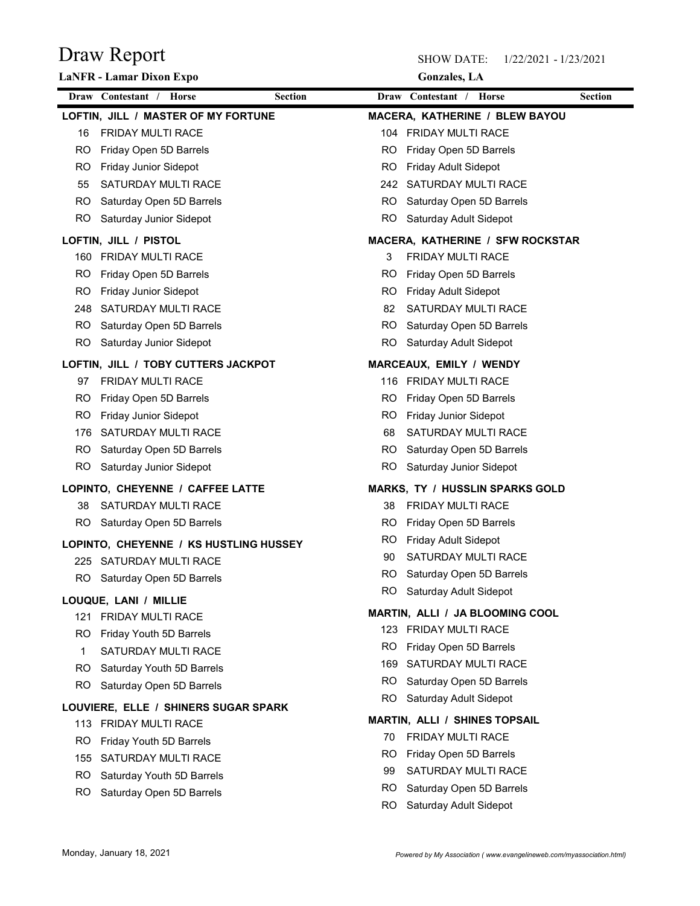# Draw Report

**LaNFR - Lamar Dixon Expo**

SHOW DATE: 1/22/2021 - 1/23/2021

**Gonzales, LA**

| Draw | Contestant / Horse | Section |
|---|---|---|
| | **LOFTIN, JILL / MASTER OF MY FORTUNE** | |
| 16 | FRIDAY MULTI RACE | |
| RO | Friday Open 5D Barrels | |
| RO | Friday Junior Sidepot | |
| 55 | SATURDAY MULTI RACE | |
| RO | Saturday Open 5D Barrels | |
| RO | Saturday Junior Sidepot | |
| | **LOFTIN, JILL / PISTOL** | |
| 160 | FRIDAY MULTI RACE | |
| RO | Friday Open 5D Barrels | |
| RO | Friday Junior Sidepot | |
| 248 | SATURDAY MULTI RACE | |
| RO | Saturday Open 5D Barrels | |
| RO | Saturday Junior Sidepot | |
| | **LOFTIN, JILL / TOBY CUTTERS JACKPOT** | |
| 97 | FRIDAY MULTI RACE | |
| RO | Friday Open 5D Barrels | |
| RO | Friday Junior Sidepot | |
| 176 | SATURDAY MULTI RACE | |
| RO | Saturday Open 5D Barrels | |
| RO | Saturday Junior Sidepot | |
| | **LOPINTO, CHEYENNE / CAFFEE LATTE** | |
| 38 | SATURDAY MULTI RACE | |
| RO | Saturday Open 5D Barrels | |
| | **LOPINTO, CHEYENNE / KS HUSTLING HUSSEY** | |
| 225 | SATURDAY MULTI RACE | |
| RO | Saturday Open 5D Barrels | |
| | **LOUQUE, LANI / MILLIE** | |
| 121 | FRIDAY MULTI RACE | |
| RO | Friday Youth 5D Barrels | |
| 1 | SATURDAY MULTI RACE | |
| RO | Saturday Youth 5D Barrels | |
| RO | Saturday Open 5D Barrels | |
| | **LOUVIERE, ELLE / SHINERS SUGAR SPARK** | |
| 113 | FRIDAY MULTI RACE | |
| RO | Friday Youth 5D Barrels | |
| 155 | SATURDAY MULTI RACE | |
| RO | Saturday Youth 5D Barrels | |
| RO | Saturday Open 5D Barrels | |
| | **MACERA, KATHERINE / BLEW BAYOU** | |
| 104 | FRIDAY MULTI RACE | |
| RO | Friday Open 5D Barrels | |
| RO | Friday Adult Sidepot | |
| 242 | SATURDAY MULTI RACE | |
| RO | Saturday Open 5D Barrels | |
| RO | Saturday Adult Sidepot | |
| | **MACERA, KATHERINE / SFW ROCKSTAR** | |
| 3 | FRIDAY MULTI RACE | |
| RO | Friday Open 5D Barrels | |
| RO | Friday Adult Sidepot | |
| 82 | SATURDAY MULTI RACE | |
| RO | Saturday Open 5D Barrels | |
| RO | Saturday Adult Sidepot | |
| | **MARCEAUX, EMILY / WENDY** | |
| 116 | FRIDAY MULTI RACE | |
| RO | Friday Open 5D Barrels | |
| RO | Friday Junior Sidepot | |
| 68 | SATURDAY MULTI RACE | |
| RO | Saturday Open 5D Barrels | |
| RO | Saturday Junior Sidepot | |
| | **MARKS, TY / HUSSLIN SPARKS GOLD** | |
| 38 | FRIDAY MULTI RACE | |
| RO | Friday Open 5D Barrels | |
| RO | Friday Adult Sidepot | |
| 90 | SATURDAY MULTI RACE | |
| RO | Saturday Open 5D Barrels | |
| RO | Saturday Adult Sidepot | |
| | **MARTIN, ALLI / JA BLOOMING COOL** | |
| 123 | FRIDAY MULTI RACE | |
| RO | Friday Open 5D Barrels | |
| 169 | SATURDAY MULTI RACE | |
| RO | Saturday Open 5D Barrels | |
| RO | Saturday Adult Sidepot | |
| | **MARTIN, ALLI / SHINES TOPSAIL** | |
| 70 | FRIDAY MULTI RACE | |
| RO | Friday Open 5D Barrels | |
| 99 | SATURDAY MULTI RACE | |
| RO | Saturday Open 5D Barrels | |
| RO | Saturday Adult Sidepot | |

Monday, January 18, 2021

*Powered by My Association ( www.evangelineweb.com/myassociation.html)*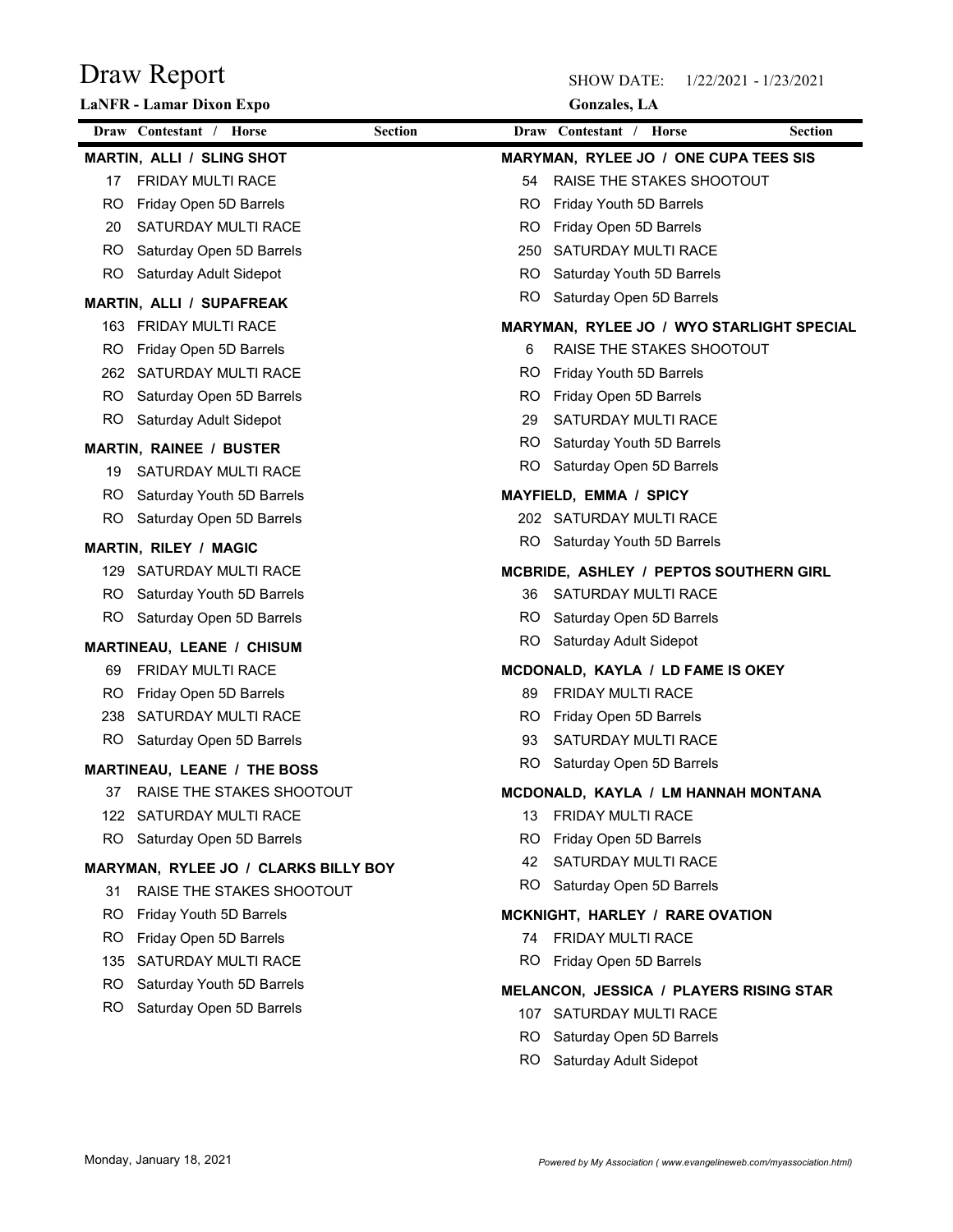# Draw Report

**LaNFR - Lamar Dixon Expo**

SHOW DATE: 1/22/2021 - 1/23/2021

**Gonzales, LA**

| Draw | Contestant / Horse | Section |
|---|---|---|
| | **MARTIN, ALLI / SLING SHOT** | |
| 17 | FRIDAY MULTI RACE | |
| RO | Friday Open 5D Barrels | |
| 20 | SATURDAY MULTI RACE | |
| RO | Saturday Open 5D Barrels | |
| RO | Saturday Adult Sidepot | |
| | **MARTIN, ALLI / SUPAFREAK** | |
| 163 | FRIDAY MULTI RACE | |
| RO | Friday Open 5D Barrels | |
| 262 | SATURDAY MULTI RACE | |
| RO | Saturday Open 5D Barrels | |
| RO | Saturday Adult Sidepot | |
| | **MARTIN, RAINEE / BUSTER** | |
| 19 | SATURDAY MULTI RACE | |
| RO | Saturday Youth 5D Barrels | |
| RO | Saturday Open 5D Barrels | |
| | **MARTIN, RILEY / MAGIC** | |
| 129 | SATURDAY MULTI RACE | |
| RO | Saturday Youth 5D Barrels | |
| RO | Saturday Open 5D Barrels | |
| | **MARTINEAU, LEANE / CHISUM** | |
| 69 | FRIDAY MULTI RACE | |
| RO | Friday Open 5D Barrels | |
| 238 | SATURDAY MULTI RACE | |
| RO | Saturday Open 5D Barrels | |
| | **MARTINEAU, LEANE / THE BOSS** | |
| 37 | RAISE THE STAKES SHOOTOUT | |
| 122 | SATURDAY MULTI RACE | |
| RO | Saturday Open 5D Barrels | |
| | **MARYMAN, RYLEE JO / CLARKS BILLY BOY** | |
| 31 | RAISE THE STAKES SHOOTOUT | |
| RO | Friday Youth 5D Barrels | |
| RO | Friday Open 5D Barrels | |
| 135 | SATURDAY MULTI RACE | |
| RO | Saturday Youth 5D Barrels | |
| RO | Saturday Open 5D Barrels | |
| | **MARYMAN, RYLEE JO / ONE CUPA TEES SIS** | |
| 54 | RAISE THE STAKES SHOOTOUT | |
| RO | Friday Youth 5D Barrels | |
| RO | Friday Open 5D Barrels | |
| 250 | SATURDAY MULTI RACE | |
| RO | Saturday Youth 5D Barrels | |
| RO | Saturday Open 5D Barrels | |
| | **MARYMAN, RYLEE JO / WYO STARLIGHT SPECIAL** | |
| 6 | RAISE THE STAKES SHOOTOUT | |
| RO | Friday Youth 5D Barrels | |
| RO | Friday Open 5D Barrels | |
| 29 | SATURDAY MULTI RACE | |
| RO | Saturday Youth 5D Barrels | |
| RO | Saturday Open 5D Barrels | |
| | **MAYFIELD, EMMA / SPICY** | |
| 202 | SATURDAY MULTI RACE | |
| RO | Saturday Youth 5D Barrels | |
| | **MCBRIDE, ASHLEY / PEPTOS SOUTHERN GIRL** | |
| 36 | SATURDAY MULTI RACE | |
| RO | Saturday Open 5D Barrels | |
| RO | Saturday Adult Sidepot | |
| | **MCDONALD, KAYLA / LD FAME IS OKEY** | |
| 89 | FRIDAY MULTI RACE | |
| RO | Friday Open 5D Barrels | |
| 93 | SATURDAY MULTI RACE | |
| RO | Saturday Open 5D Barrels | |
| | **MCDONALD, KAYLA / LM HANNAH MONTANA** | |
| 13 | FRIDAY MULTI RACE | |
| RO | Friday Open 5D Barrels | |
| 42 | SATURDAY MULTI RACE | |
| RO | Saturday Open 5D Barrels | |
| | **MCKNIGHT, HARLEY / RARE OVATION** | |
| 74 | FRIDAY MULTI RACE | |
| RO | Friday Open 5D Barrels | |
| | **MELANCON, JESSICA / PLAYERS RISING STAR** | |
| 107 | SATURDAY MULTI RACE | |
| RO | Saturday Open 5D Barrels | |
| RO | Saturday Adult Sidepot | |

Monday, January 18, 2021

*Powered by My Association ( www.evangelineweb.com/myassociation.html)*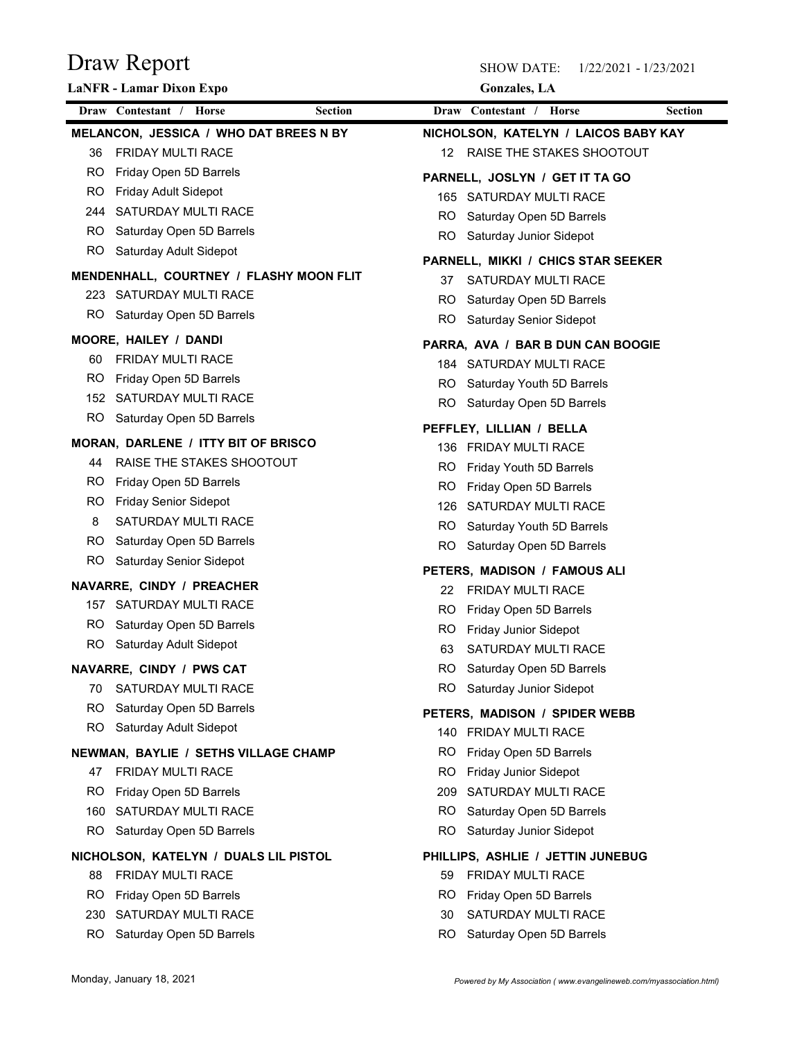# Draw Report

**LaNFR - Lamar Dixon Expo**

SHOW DATE: 1/22/2021 - 1/23/2021

**Gonzales, LA**

| Draw | Contestant / Horse | Section |
|---|---|---|

**MELANCON, JESSICA / WHO DAT BREES N BY**

| Draw | Section |
|---|---|
| 36 | FRIDAY MULTI RACE |
| RO | Friday Open 5D Barrels |
| RO | Friday Adult Sidepot |
| 244 | SATURDAY MULTI RACE |
| RO | Saturday Open 5D Barrels |
| RO | Saturday Adult Sidepot |

**MENDENHALL, COURTNEY / FLASHY MOON FLIT**

| Draw | Section |
|---|---|
| 223 | SATURDAY MULTI RACE |
| RO | Saturday Open 5D Barrels |

**MOORE, HAILEY / DANDI**

| Draw | Section |
|---|---|
| 60 | FRIDAY MULTI RACE |
| RO | Friday Open 5D Barrels |
| 152 | SATURDAY MULTI RACE |
| RO | Saturday Open 5D Barrels |

**MORAN, DARLENE / ITTY BIT OF BRISCO**

| Draw | Section |
|---|---|
| 44 | RAISE THE STAKES SHOOTOUT |
| RO | Friday Open 5D Barrels |
| RO | Friday Senior Sidepot |
| 8 | SATURDAY MULTI RACE |
| RO | Saturday Open 5D Barrels |
| RO | Saturday Senior Sidepot |

**NAVARRE, CINDY / PREACHER**

| Draw | Section |
|---|---|
| 157 | SATURDAY MULTI RACE |
| RO | Saturday Open 5D Barrels |
| RO | Saturday Adult Sidepot |

**NAVARRE, CINDY / PWS CAT**

| Draw | Section |
|---|---|
| 70 | SATURDAY MULTI RACE |
| RO | Saturday Open 5D Barrels |
| RO | Saturday Adult Sidepot |

**NEWMAN, BAYLIE / SETHS VILLAGE CHAMP**

| Draw | Section |
|---|---|
| 47 | FRIDAY MULTI RACE |
| RO | Friday Open 5D Barrels |
| 160 | SATURDAY MULTI RACE |
| RO | Saturday Open 5D Barrels |

**NICHOLSON, KATELYN / DUALS LIL PISTOL**

| Draw | Section |
|---|---|
| 88 | FRIDAY MULTI RACE |
| RO | Friday Open 5D Barrels |
| 230 | SATURDAY MULTI RACE |
| RO | Saturday Open 5D Barrels |

**NICHOLSON, KATELYN / LAICOS BABY KAY**

| Draw | Section |
|---|---|
| 12 | RAISE THE STAKES SHOOTOUT |

**PARNELL, JOSLYN / GET IT TA GO**

| Draw | Section |
|---|---|
| 165 | SATURDAY MULTI RACE |
| RO | Saturday Open 5D Barrels |
| RO | Saturday Junior Sidepot |

**PARNELL, MIKKI / CHICS STAR SEEKER**

| Draw | Section |
|---|---|
| 37 | SATURDAY MULTI RACE |
| RO | Saturday Open 5D Barrels |
| RO | Saturday Senior Sidepot |

**PARRA, AVA / BAR B DUN CAN BOOGIE**

| Draw | Section |
|---|---|
| 184 | SATURDAY MULTI RACE |
| RO | Saturday Youth 5D Barrels |
| RO | Saturday Open 5D Barrels |

**PEFFLEY, LILLIAN / BELLA**

| Draw | Section |
|---|---|
| 136 | FRIDAY MULTI RACE |
| RO | Friday Youth 5D Barrels |
| RO | Friday Open 5D Barrels |
| 126 | SATURDAY MULTI RACE |
| RO | Saturday Youth 5D Barrels |
| RO | Saturday Open 5D Barrels |

**PETERS, MADISON / FAMOUS ALI**

| Draw | Section |
|---|---|
| 22 | FRIDAY MULTI RACE |
| RO | Friday Open 5D Barrels |
| RO | Friday Junior Sidepot |
| 63 | SATURDAY MULTI RACE |
| RO | Saturday Open 5D Barrels |
| RO | Saturday Junior Sidepot |

**PETERS, MADISON / SPIDER WEBB**

| Draw | Section |
|---|---|
| 140 | FRIDAY MULTI RACE |
| RO | Friday Open 5D Barrels |
| RO | Friday Junior Sidepot |
| 209 | SATURDAY MULTI RACE |
| RO | Saturday Open 5D Barrels |
| RO | Saturday Junior Sidepot |

**PHILLIPS, ASHLIE / JETTIN JUNEBUG**

| Draw | Section |
|---|---|
| 59 | FRIDAY MULTI RACE |
| RO | Friday Open 5D Barrels |
| 30 | SATURDAY MULTI RACE |
| RO | Saturday Open 5D Barrels |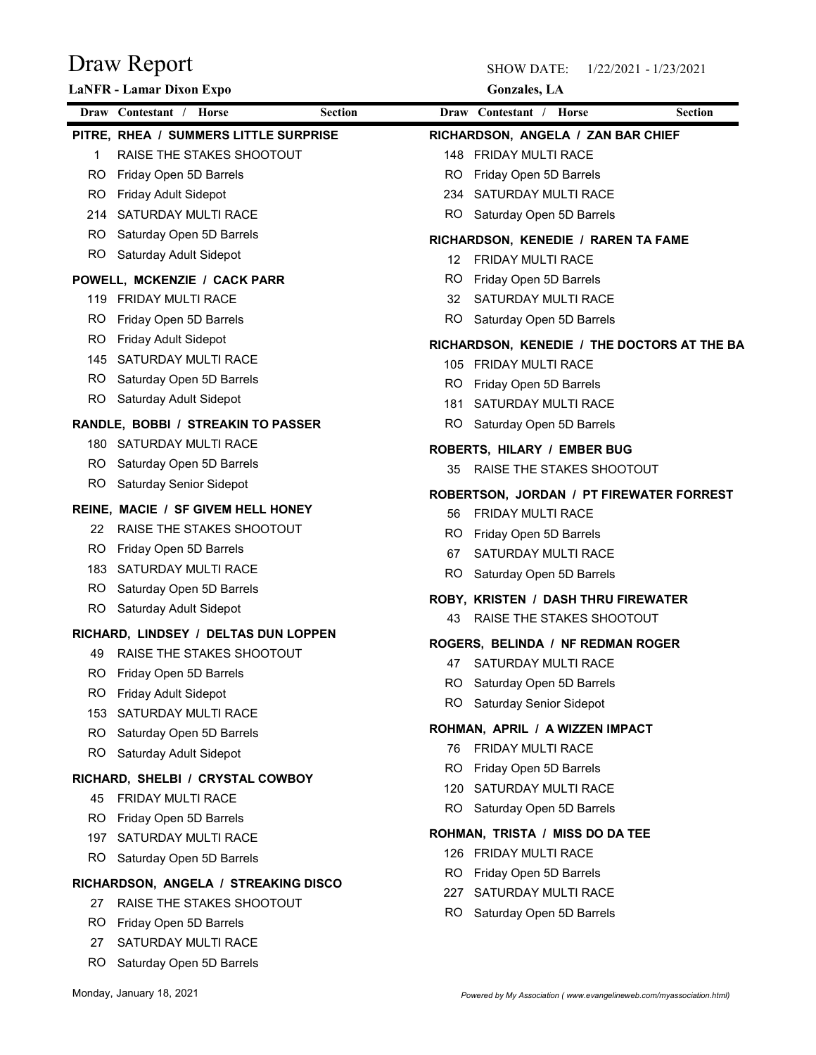# Draw Report

**LaNFR - Lamar Dixon Expo**

SHOW DATE: 1/22/2021 - 1/23/2021

**Gonzales, LA**

| Draw | Contestant / Horse | Section |
|---|---|---|

**PITRE, RHEA / SUMMERS LITTLE SURPRISE**

| Draw | Section |
|---|---|
| 1 | RAISE THE STAKES SHOOTOUT |
| RO | Friday Open 5D Barrels |
| RO | Friday Adult Sidepot |
| 214 | SATURDAY MULTI RACE |
| RO | Saturday Open 5D Barrels |
| RO | Saturday Adult Sidepot |

**POWELL, MCKENZIE / CACK PARR**

| Draw | Section |
|---|---|
| 119 | FRIDAY MULTI RACE |
| RO | Friday Open 5D Barrels |
| RO | Friday Adult Sidepot |
| 145 | SATURDAY MULTI RACE |
| RO | Saturday Open 5D Barrels |
| RO | Saturday Adult Sidepot |

**RANDLE, BOBBI / STREAKIN TO PASSER**

| Draw | Section |
|---|---|
| 180 | SATURDAY MULTI RACE |
| RO | Saturday Open 5D Barrels |
| RO | Saturday Senior Sidepot |

**REINE, MACIE / SF GIVEM HELL HONEY**

| Draw | Section |
|---|---|
| 22 | RAISE THE STAKES SHOOTOUT |
| RO | Friday Open 5D Barrels |
| 183 | SATURDAY MULTI RACE |
| RO | Saturday Open 5D Barrels |
| RO | Saturday Adult Sidepot |

**RICHARD, LINDSEY / DELTAS DUN LOPPEN**

| Draw | Section |
|---|---|
| 49 | RAISE THE STAKES SHOOTOUT |
| RO | Friday Open 5D Barrels |
| RO | Friday Adult Sidepot |
| 153 | SATURDAY MULTI RACE |
| RO | Saturday Open 5D Barrels |
| RO | Saturday Adult Sidepot |

**RICHARD, SHELBI / CRYSTAL COWBOY**

| Draw | Section |
|---|---|
| 45 | FRIDAY MULTI RACE |
| RO | Friday Open 5D Barrels |
| 197 | SATURDAY MULTI RACE |
| RO | Saturday Open 5D Barrels |

**RICHARDSON, ANGELA / STREAKING DISCO**

| Draw | Section |
|---|---|
| 27 | RAISE THE STAKES SHOOTOUT |
| RO | Friday Open 5D Barrels |
| 27 | SATURDAY MULTI RACE |
| RO | Saturday Open 5D Barrels |

**RICHARDSON, ANGELA / ZAN BAR CHIEF**

| Draw | Section |
|---|---|
| 148 | FRIDAY MULTI RACE |
| RO | Friday Open 5D Barrels |
| 234 | SATURDAY MULTI RACE |
| RO | Saturday Open 5D Barrels |

**RICHARDSON, KENEDIE / RAREN TA FAME**

| Draw | Section |
|---|---|
| 12 | FRIDAY MULTI RACE |
| RO | Friday Open 5D Barrels |
| 32 | SATURDAY MULTI RACE |
| RO | Saturday Open 5D Barrels |

**RICHARDSON, KENEDIE / THE DOCTORS AT THE BA**

| Draw | Section |
|---|---|
| 105 | FRIDAY MULTI RACE |
| RO | Friday Open 5D Barrels |
| 181 | SATURDAY MULTI RACE |
| RO | Saturday Open 5D Barrels |

**ROBERTS, HILARY / EMBER BUG**

| Draw | Section |
|---|---|
| 35 | RAISE THE STAKES SHOOTOUT |

**ROBERTSON, JORDAN / PT FIREWATER FORREST**

| Draw | Section |
|---|---|
| 56 | FRIDAY MULTI RACE |
| RO | Friday Open 5D Barrels |
| 67 | SATURDAY MULTI RACE |
| RO | Saturday Open 5D Barrels |

**ROBY, KRISTEN / DASH THRU FIREWATER**

| Draw | Section |
|---|---|
| 43 | RAISE THE STAKES SHOOTOUT |

**ROGERS, BELINDA / NF REDMAN ROGER**

| Draw | Section |
|---|---|
| 47 | SATURDAY MULTI RACE |
| RO | Saturday Open 5D Barrels |
| RO | Saturday Senior Sidepot |

**ROHMAN, APRIL / A WIZZEN IMPACT**

| Draw | Section |
|---|---|
| 76 | FRIDAY MULTI RACE |
| RO | Friday Open 5D Barrels |
| 120 | SATURDAY MULTI RACE |
| RO | Saturday Open 5D Barrels |

**ROHMAN, TRISTA / MISS DO DA TEE**

| Draw | Section |
|---|---|
| 126 | FRIDAY MULTI RACE |
| RO | Friday Open 5D Barrels |
| 227 | SATURDAY MULTI RACE |
| RO | Saturday Open 5D Barrels |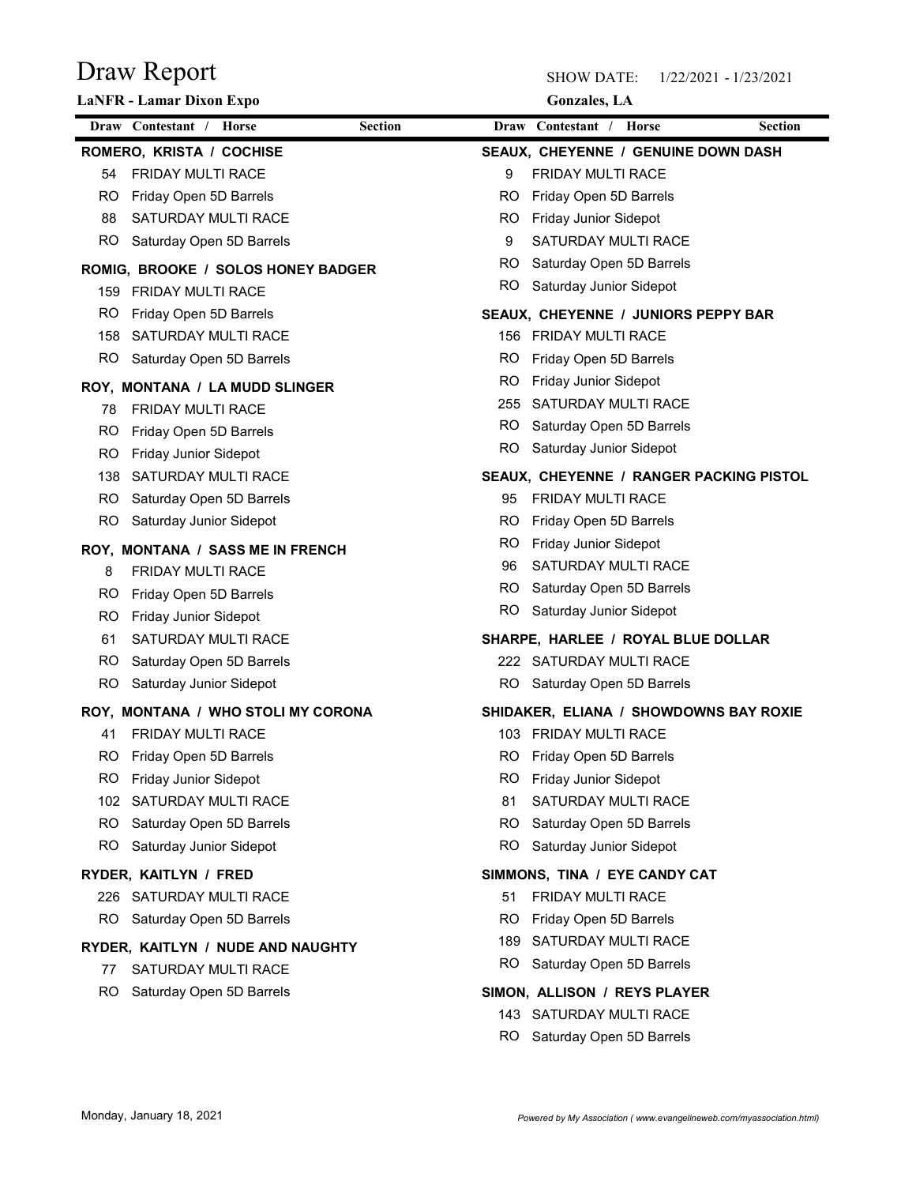# Draw Report

**LaNFR - Lamar Dixon Expo**

SHOW DATE: 1/22/2021 - 1/23/2021

**Gonzales, LA**

| Draw | Contestant / Horse | Section |
|---|---|---|

**ROMERO, KRISTA / COCHISE**

| Draw | Section |
|---|---|
| 54 | FRIDAY MULTI RACE |
| RO | Friday Open 5D Barrels |
| 88 | SATURDAY MULTI RACE |
| RO | Saturday Open 5D Barrels |

**ROMIG, BROOKE / SOLOS HONEY BADGER**

| Draw | Section |
|---|---|
| 159 | FRIDAY MULTI RACE |
| RO | Friday Open 5D Barrels |
| 158 | SATURDAY MULTI RACE |
| RO | Saturday Open 5D Barrels |

**ROY, MONTANA / LA MUDD SLINGER**

| Draw | Section |
|---|---|
| 78 | FRIDAY MULTI RACE |
| RO | Friday Open 5D Barrels |
| RO | Friday Junior Sidepot |
| 138 | SATURDAY MULTI RACE |
| RO | Saturday Open 5D Barrels |
| RO | Saturday Junior Sidepot |

**ROY, MONTANA / SASS ME IN FRENCH**

| Draw | Section |
|---|---|
| 8 | FRIDAY MULTI RACE |
| RO | Friday Open 5D Barrels |
| RO | Friday Junior Sidepot |
| 61 | SATURDAY MULTI RACE |
| RO | Saturday Open 5D Barrels |
| RO | Saturday Junior Sidepot |

**ROY, MONTANA / WHO STOLI MY CORONA**

| Draw | Section |
|---|---|
| 41 | FRIDAY MULTI RACE |
| RO | Friday Open 5D Barrels |
| RO | Friday Junior Sidepot |
| 102 | SATURDAY MULTI RACE |
| RO | Saturday Open 5D Barrels |
| RO | Saturday Junior Sidepot |

**RYDER, KAITLYN / FRED**

| Draw | Section |
|---|---|
| 226 | SATURDAY MULTI RACE |
| RO | Saturday Open 5D Barrels |

**RYDER, KAITLYN / NUDE AND NAUGHTY**

| Draw | Section |
|---|---|
| 77 | SATURDAY MULTI RACE |
| RO | Saturday Open 5D Barrels |

**SEAUX, CHEYENNE / GENUINE DOWN DASH**

| Draw | Section |
|---|---|
| 9 | FRIDAY MULTI RACE |
| RO | Friday Open 5D Barrels |
| RO | Friday Junior Sidepot |
| 9 | SATURDAY MULTI RACE |
| RO | Saturday Open 5D Barrels |
| RO | Saturday Junior Sidepot |

**SEAUX, CHEYENNE / JUNIORS PEPPY BAR**

| Draw | Section |
|---|---|
| 156 | FRIDAY MULTI RACE |
| RO | Friday Open 5D Barrels |
| RO | Friday Junior Sidepot |
| 255 | SATURDAY MULTI RACE |
| RO | Saturday Open 5D Barrels |
| RO | Saturday Junior Sidepot |

**SEAUX, CHEYENNE / RANGER PACKING PISTOL**

| Draw | Section |
|---|---|
| 95 | FRIDAY MULTI RACE |
| RO | Friday Open 5D Barrels |
| RO | Friday Junior Sidepot |
| 96 | SATURDAY MULTI RACE |
| RO | Saturday Open 5D Barrels |
| RO | Saturday Junior Sidepot |

**SHARPE, HARLEE / ROYAL BLUE DOLLAR**

| Draw | Section |
|---|---|
| 222 | SATURDAY MULTI RACE |
| RO | Saturday Open 5D Barrels |

**SHIDAKER, ELIANA / SHOWDOWNS BAY ROXIE**

| Draw | Section |
|---|---|
| 103 | FRIDAY MULTI RACE |
| RO | Friday Open 5D Barrels |
| RO | Friday Junior Sidepot |
| 81 | SATURDAY MULTI RACE |
| RO | Saturday Open 5D Barrels |
| RO | Saturday Junior Sidepot |

**SIMMONS, TINA / EYE CANDY CAT**

| Draw | Section |
|---|---|
| 51 | FRIDAY MULTI RACE |
| RO | Friday Open 5D Barrels |
| 189 | SATURDAY MULTI RACE |
| RO | Saturday Open 5D Barrels |

**SIMON, ALLISON / REYS PLAYER**

| Draw | Section |
|---|---|
| 143 | SATURDAY MULTI RACE |
| RO | Saturday Open 5D Barrels |

Monday, January 18, 2021

*Powered by My Association ( www.evangelineweb.com/myassociation.html)*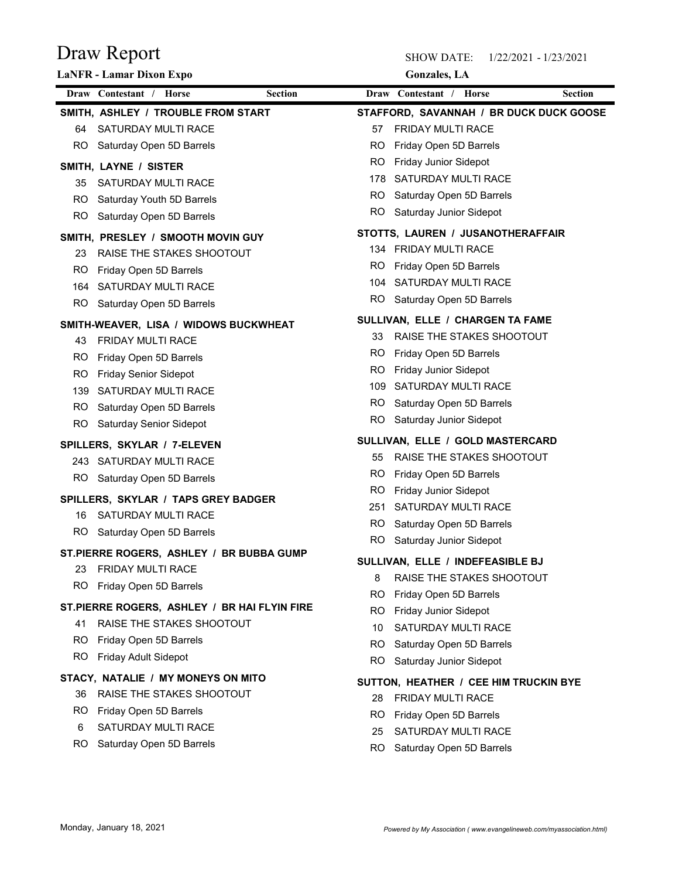# Draw Report

**LaNFR - Lamar Dixon Expo**

SHOW DATE: 1/22/2021 - 1/23/2021

**Gonzales, LA**

| Draw | Contestant / Horse | Section |
|---|---|---|
| | **SMITH, ASHLEY / TROUBLE FROM START** | |
| 64 | SATURDAY MULTI RACE | |
| RO | Saturday Open 5D Barrels | |
| | **SMITH, LAYNE / SISTER** | |
| 35 | SATURDAY MULTI RACE | |
| RO | Saturday Youth 5D Barrels | |
| RO | Saturday Open 5D Barrels | |
| | **SMITH, PRESLEY / SMOOTH MOVIN GUY** | |
| 23 | RAISE THE STAKES SHOOTOUT | |
| RO | Friday Open 5D Barrels | |
| 164 | SATURDAY MULTI RACE | |
| RO | Saturday Open 5D Barrels | |
| | **SMITH-WEAVER, LISA / WIDOWS BUCKWHEAT** | |
| 43 | FRIDAY MULTI RACE | |
| RO | Friday Open 5D Barrels | |
| RO | Friday Senior Sidepot | |
| 139 | SATURDAY MULTI RACE | |
| RO | Saturday Open 5D Barrels | |
| RO | Saturday Senior Sidepot | |
| | **SPILLERS, SKYLAR / 7-ELEVEN** | |
| 243 | SATURDAY MULTI RACE | |
| RO | Saturday Open 5D Barrels | |
| | **SPILLERS, SKYLAR / TAPS GREY BADGER** | |
| 16 | SATURDAY MULTI RACE | |
| RO | Saturday Open 5D Barrels | |
| | **ST.PIERRE ROGERS, ASHLEY / BR BUBBA GUMP** | |
| 23 | FRIDAY MULTI RACE | |
| RO | Friday Open 5D Barrels | |
| | **ST.PIERRE ROGERS, ASHLEY / BR HAI FLYIN FIRE** | |
| 41 | RAISE THE STAKES SHOOTOUT | |
| RO | Friday Open 5D Barrels | |
| RO | Friday Adult Sidepot | |
| | **STACY, NATALIE / MY MONEYS ON MITO** | |
| 36 | RAISE THE STAKES SHOOTOUT | |
| RO | Friday Open 5D Barrels | |
| 6 | SATURDAY MULTI RACE | |
| RO | Saturday Open 5D Barrels | |
| | **STAFFORD, SAVANNAH / BR DUCK DUCK GOOSE** | |
| 57 | FRIDAY MULTI RACE | |
| RO | Friday Open 5D Barrels | |
| RO | Friday Junior Sidepot | |
| 178 | SATURDAY MULTI RACE | |
| RO | Saturday Open 5D Barrels | |
| RO | Saturday Junior Sidepot | |
| | **STOTTS, LAUREN / JUSANOTHERAFFAIR** | |
| 134 | FRIDAY MULTI RACE | |
| RO | Friday Open 5D Barrels | |
| 104 | SATURDAY MULTI RACE | |
| RO | Saturday Open 5D Barrels | |
| | **SULLIVAN, ELLE / CHARGEN TA FAME** | |
| 33 | RAISE THE STAKES SHOOTOUT | |
| RO | Friday Open 5D Barrels | |
| RO | Friday Junior Sidepot | |
| 109 | SATURDAY MULTI RACE | |
| RO | Saturday Open 5D Barrels | |
| RO | Saturday Junior Sidepot | |
| | **SULLIVAN, ELLE / GOLD MASTERCARD** | |
| 55 | RAISE THE STAKES SHOOTOUT | |
| RO | Friday Open 5D Barrels | |
| RO | Friday Junior Sidepot | |
| 251 | SATURDAY MULTI RACE | |
| RO | Saturday Open 5D Barrels | |
| RO | Saturday Junior Sidepot | |
| | **SULLIVAN, ELLE / INDEFEASIBLE BJ** | |
| 8 | RAISE THE STAKES SHOOTOUT | |
| RO | Friday Open 5D Barrels | |
| RO | Friday Junior Sidepot | |
| 10 | SATURDAY MULTI RACE | |
| RO | Saturday Open 5D Barrels | |
| RO | Saturday Junior Sidepot | |
| | **SUTTON, HEATHER / CEE HIM TRUCKIN BYE** | |
| 28 | FRIDAY MULTI RACE | |
| RO | Friday Open 5D Barrels | |
| 25 | SATURDAY MULTI RACE | |
| RO | Saturday Open 5D Barrels | |

Monday, January 18, 2021

*Powered by My Association ( www.evangelineweb.com/myassociation.html)*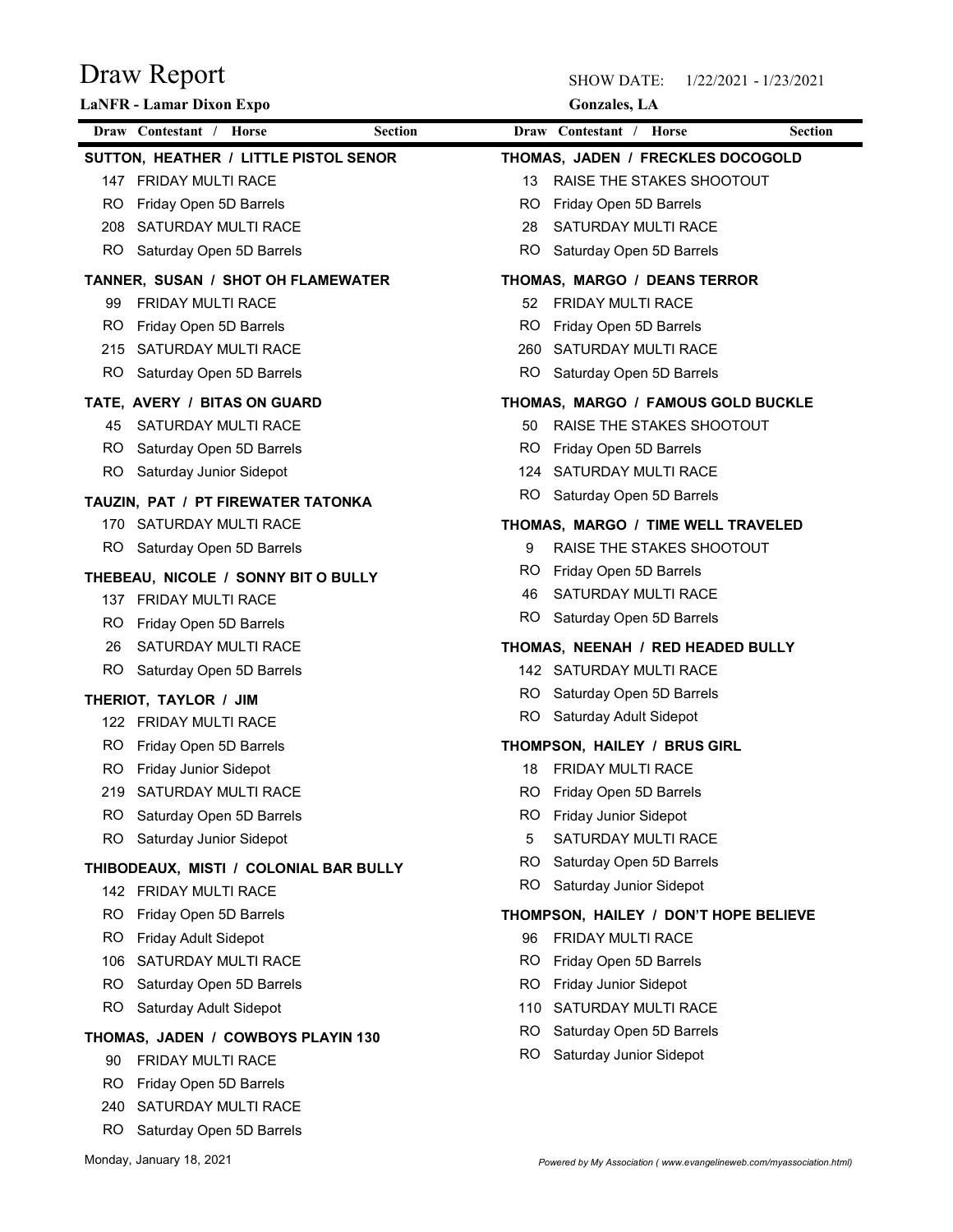# Draw Report

**LaNFR - Lamar Dixon Expo**

SHOW DATE: 1/22/2021 - 1/23/2021

**Gonzales, LA**

| Draw | Contestant / Horse | Section |
|---|---|---|

**SUTTON, HEATHER / LITTLE PISTOL SENOR**

| Draw | Section |
|---|---|
| 147 | FRIDAY MULTI RACE |
| RO | Friday Open 5D Barrels |
| 208 | SATURDAY MULTI RACE |
| RO | Saturday Open 5D Barrels |

**TANNER, SUSAN / SHOT OH FLAMEWATER**

| Draw | Section |
|---|---|
| 99 | FRIDAY MULTI RACE |
| RO | Friday Open 5D Barrels |
| 215 | SATURDAY MULTI RACE |
| RO | Saturday Open 5D Barrels |

**TATE, AVERY / BITAS ON GUARD**

| Draw | Section |
|---|---|
| 45 | SATURDAY MULTI RACE |
| RO | Saturday Open 5D Barrels |
| RO | Saturday Junior Sidepot |

**TAUZIN, PAT / PT FIREWATER TATONKA**

| Draw | Section |
|---|---|
| 170 | SATURDAY MULTI RACE |
| RO | Saturday Open 5D Barrels |

**THEBEAU, NICOLE / SONNY BIT O BULLY**

| Draw | Section |
|---|---|
| 137 | FRIDAY MULTI RACE |
| RO | Friday Open 5D Barrels |
| 26 | SATURDAY MULTI RACE |
| RO | Saturday Open 5D Barrels |

**THERIOT, TAYLOR / JIM**

| Draw | Section |
|---|---|
| 122 | FRIDAY MULTI RACE |
| RO | Friday Open 5D Barrels |
| RO | Friday Junior Sidepot |
| 219 | SATURDAY MULTI RACE |
| RO | Saturday Open 5D Barrels |
| RO | Saturday Junior Sidepot |

**THIBODEAUX, MISTI / COLONIAL BAR BULLY**

| Draw | Section |
|---|---|
| 142 | FRIDAY MULTI RACE |
| RO | Friday Open 5D Barrels |
| RO | Friday Adult Sidepot |
| 106 | SATURDAY MULTI RACE |
| RO | Saturday Open 5D Barrels |
| RO | Saturday Adult Sidepot |

**THOMAS, JADEN / COWBOYS PLAYIN 130**

| Draw | Section |
|---|---|
| 90 | FRIDAY MULTI RACE |
| RO | Friday Open 5D Barrels |
| 240 | SATURDAY MULTI RACE |
| RO | Saturday Open 5D Barrels |

**THOMAS, JADEN / FRECKLES DOCOGOLD**

| Draw | Section |
|---|---|
| 13 | RAISE THE STAKES SHOOTOUT |
| RO | Friday Open 5D Barrels |
| 28 | SATURDAY MULTI RACE |
| RO | Saturday Open 5D Barrels |

**THOMAS, MARGO / DEANS TERROR**

| Draw | Section |
|---|---|
| 52 | FRIDAY MULTI RACE |
| RO | Friday Open 5D Barrels |
| 260 | SATURDAY MULTI RACE |
| RO | Saturday Open 5D Barrels |

**THOMAS, MARGO / FAMOUS GOLD BUCKLE**

| Draw | Section |
|---|---|
| 50 | RAISE THE STAKES SHOOTOUT |
| RO | Friday Open 5D Barrels |
| 124 | SATURDAY MULTI RACE |
| RO | Saturday Open 5D Barrels |

**THOMAS, MARGO / TIME WELL TRAVELED**

| Draw | Section |
|---|---|
| 9 | RAISE THE STAKES SHOOTOUT |
| RO | Friday Open 5D Barrels |
| 46 | SATURDAY MULTI RACE |
| RO | Saturday Open 5D Barrels |

**THOMAS, NEENAH / RED HEADED BULLY**

| Draw | Section |
|---|---|
| 142 | SATURDAY MULTI RACE |
| RO | Saturday Open 5D Barrels |
| RO | Saturday Adult Sidepot |

**THOMPSON, HAILEY / BRUS GIRL**

| Draw | Section |
|---|---|
| 18 | FRIDAY MULTI RACE |
| RO | Friday Open 5D Barrels |
| RO | Friday Junior Sidepot |
| 5 | SATURDAY MULTI RACE |
| RO | Saturday Open 5D Barrels |
| RO | Saturday Junior Sidepot |

**THOMPSON, HAILEY / DON'T HOPE BELIEVE**

| Draw | Section |
|---|---|
| 96 | FRIDAY MULTI RACE |
| RO | Friday Open 5D Barrels |
| RO | Friday Junior Sidepot |
| 110 | SATURDAY MULTI RACE |
| RO | Saturday Open 5D Barrels |
| RO | Saturday Junior Sidepot |

Monday, January 18, 2021

*Powered by My Association ( www.evangelineweb.com/myassociation.html)*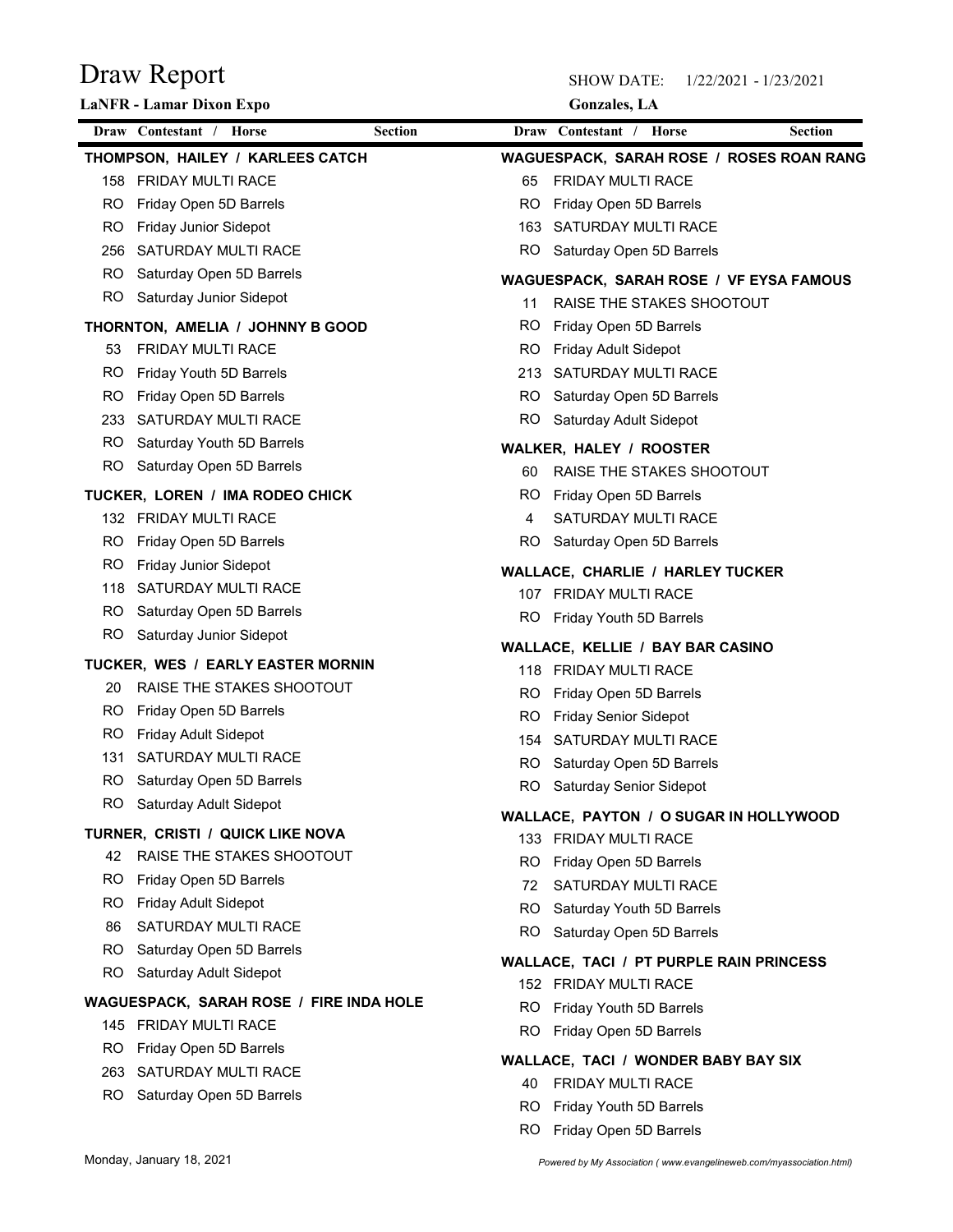# Draw Report

**LaNFR - Lamar Dixon Expo**

SHOW DATE: 1/22/2021 - 1/23/2021

**Gonzales, LA**

| Draw | Contestant / Horse | Section |
|---|---|---|

**THOMPSON, HAILEY / KARLEES CATCH**

| Draw | Section |
|---|---|
| 158 | FRIDAY MULTI RACE |
| RO | Friday Open 5D Barrels |
| RO | Friday Junior Sidepot |
| 256 | SATURDAY MULTI RACE |
| RO | Saturday Open 5D Barrels |
| RO | Saturday Junior Sidepot |

**THORNTON, AMELIA / JOHNNY B GOOD**

| Draw | Section |
|---|---|
| 53 | FRIDAY MULTI RACE |
| RO | Friday Youth 5D Barrels |
| RO | Friday Open 5D Barrels |
| 233 | SATURDAY MULTI RACE |
| RO | Saturday Youth 5D Barrels |
| RO | Saturday Open 5D Barrels |

**TUCKER, LOREN / IMA RODEO CHICK**

| Draw | Section |
|---|---|
| 132 | FRIDAY MULTI RACE |
| RO | Friday Open 5D Barrels |
| RO | Friday Junior Sidepot |
| 118 | SATURDAY MULTI RACE |
| RO | Saturday Open 5D Barrels |
| RO | Saturday Junior Sidepot |

**TUCKER, WES / EARLY EASTER MORNIN**

| Draw | Section |
|---|---|
| 20 | RAISE THE STAKES SHOOTOUT |
| RO | Friday Open 5D Barrels |
| RO | Friday Adult Sidepot |
| 131 | SATURDAY MULTI RACE |
| RO | Saturday Open 5D Barrels |
| RO | Saturday Adult Sidepot |

**TURNER, CRISTI / QUICK LIKE NOVA**

| Draw | Section |
|---|---|
| 42 | RAISE THE STAKES SHOOTOUT |
| RO | Friday Open 5D Barrels |
| RO | Friday Adult Sidepot |
| 86 | SATURDAY MULTI RACE |
| RO | Saturday Open 5D Barrels |
| RO | Saturday Adult Sidepot |

**WAGUESPACK, SARAH ROSE / FIRE INDA HOLE**

| Draw | Section |
|---|---|
| 145 | FRIDAY MULTI RACE |
| RO | Friday Open 5D Barrels |
| 263 | SATURDAY MULTI RACE |
| RO | Saturday Open 5D Barrels |

**WAGUESPACK, SARAH ROSE / ROSES ROAN RANG**

| Draw | Section |
|---|---|
| 65 | FRIDAY MULTI RACE |
| RO | Friday Open 5D Barrels |
| 163 | SATURDAY MULTI RACE |
| RO | Saturday Open 5D Barrels |

**WAGUESPACK, SARAH ROSE / VF EYSA FAMOUS**

| Draw | Section |
|---|---|
| 11 | RAISE THE STAKES SHOOTOUT |
| RO | Friday Open 5D Barrels |
| RO | Friday Adult Sidepot |
| 213 | SATURDAY MULTI RACE |
| RO | Saturday Open 5D Barrels |
| RO | Saturday Adult Sidepot |

**WALKER, HALEY / ROOSTER**

| Draw | Section |
|---|---|
| 60 | RAISE THE STAKES SHOOTOUT |
| RO | Friday Open 5D Barrels |
| 4 | SATURDAY MULTI RACE |
| RO | Saturday Open 5D Barrels |

**WALLACE, CHARLIE / HARLEY TUCKER**

| Draw | Section |
|---|---|
| 107 | FRIDAY MULTI RACE |
| RO | Friday Youth 5D Barrels |

**WALLACE, KELLIE / BAY BAR CASINO**

| Draw | Section |
|---|---|
| 118 | FRIDAY MULTI RACE |
| RO | Friday Open 5D Barrels |
| RO | Friday Senior Sidepot |
| 154 | SATURDAY MULTI RACE |
| RO | Saturday Open 5D Barrels |
| RO | Saturday Senior Sidepot |

**WALLACE, PAYTON / O SUGAR IN HOLLYWOOD**

| Draw | Section |
|---|---|
| 133 | FRIDAY MULTI RACE |
| RO | Friday Open 5D Barrels |
| 72 | SATURDAY MULTI RACE |
| RO | Saturday Youth 5D Barrels |
| RO | Saturday Open 5D Barrels |

**WALLACE, TACI / PT PURPLE RAIN PRINCESS**

| Draw | Section |
|---|---|
| 152 | FRIDAY MULTI RACE |
| RO | Friday Youth 5D Barrels |
| RO | Friday Open 5D Barrels |

**WALLACE, TACI / WONDER BABY BAY SIX**

| Draw | Section |
|---|---|
| 40 | FRIDAY MULTI RACE |
| RO | Friday Youth 5D Barrels |
| RO | Friday Open 5D Barrels |

Monday, January 18, 2021

*Powered by My Association ( www.evangelineweb.com/myassociation.html)*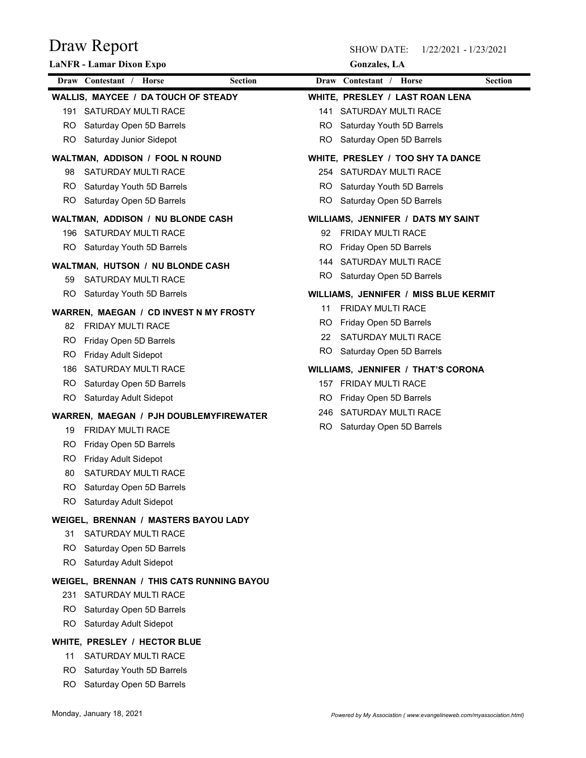# Draw Report

**LaNFR - Lamar Dixon Expo**

SHOW DATE: 1/22/2021 - 1/23/2021

**Gonzales, LA**

| Draw | Contestant / Horse | Section |
|---|---|---|

**WALLIS, MAYCEE / DA TOUCH OF STEADY**

| | |
|---|---|
| 191 | SATURDAY MULTI RACE |
| RO | Saturday Open 5D Barrels |
| RO | Saturday Junior Sidepot |

**WALTMAN, ADDISON / FOOL N ROUND**

| | |
|---|---|
| 98 | SATURDAY MULTI RACE |
| RO | Saturday Youth 5D Barrels |
| RO | Saturday Open 5D Barrels |

**WALTMAN, ADDISON / NU BLONDE CASH**

| | |
|---|---|
| 196 | SATURDAY MULTI RACE |
| RO | Saturday Youth 5D Barrels |

**WALTMAN, HUTSON / NU BLONDE CASH**

| | |
|---|---|
| 59 | SATURDAY MULTI RACE |
| RO | Saturday Youth 5D Barrels |

**WARREN, MAEGAN / CD INVEST N MY FROSTY**

| | |
|---|---|
| 82 | FRIDAY MULTI RACE |
| RO | Friday Open 5D Barrels |
| RO | Friday Adult Sidepot |
| 186 | SATURDAY MULTI RACE |
| RO | Saturday Open 5D Barrels |
| RO | Saturday Adult Sidepot |

**WARREN, MAEGAN / PJH DOUBLEMYFIREWATER**

| | |
|---|---|
| 19 | FRIDAY MULTI RACE |
| RO | Friday Open 5D Barrels |
| RO | Friday Adult Sidepot |
| 80 | SATURDAY MULTI RACE |
| RO | Saturday Open 5D Barrels |
| RO | Saturday Adult Sidepot |

**WEIGEL, BRENNAN / MASTERS BAYOU LADY**

| | |
|---|---|
| 31 | SATURDAY MULTI RACE |
| RO | Saturday Open 5D Barrels |
| RO | Saturday Adult Sidepot |

**WEIGEL, BRENNAN / THIS CATS RUNNING BAYOU**

| | |
|---|---|
| 231 | SATURDAY MULTI RACE |
| RO | Saturday Open 5D Barrels |
| RO | Saturday Adult Sidepot |

**WHITE, PRESLEY / HECTOR BLUE**

| | |
|---|---|
| 11 | SATURDAY MULTI RACE |
| RO | Saturday Youth 5D Barrels |
| RO | Saturday Open 5D Barrels |

**WHITE, PRESLEY / LAST ROAN LENA**

| | |
|---|---|
| 141 | SATURDAY MULTI RACE |
| RO | Saturday Youth 5D Barrels |
| RO | Saturday Open 5D Barrels |

**WHITE, PRESLEY / TOO SHY TA DANCE**

| | |
|---|---|
| 254 | SATURDAY MULTI RACE |
| RO | Saturday Youth 5D Barrels |
| RO | Saturday Open 5D Barrels |

**WILLIAMS, JENNIFER / DATS MY SAINT**

| | |
|---|---|
| 92 | FRIDAY MULTI RACE |
| RO | Friday Open 5D Barrels |
| 144 | SATURDAY MULTI RACE |
| RO | Saturday Open 5D Barrels |

**WILLIAMS, JENNIFER / MISS BLUE KERMIT**

| | |
|---|---|
| 11 | FRIDAY MULTI RACE |
| RO | Friday Open 5D Barrels |
| 22 | SATURDAY MULTI RACE |
| RO | Saturday Open 5D Barrels |

**WILLIAMS, JENNIFER / THAT'S CORONA**

| | |
|---|---|
| 157 | FRIDAY MULTI RACE |
| RO | Friday Open 5D Barrels |
| 246 | SATURDAY MULTI RACE |
| RO | Saturday Open 5D Barrels |

Monday, January 18, 2021

*Powered by My Association ( www.evangelineweb.com/myassociation.html)*